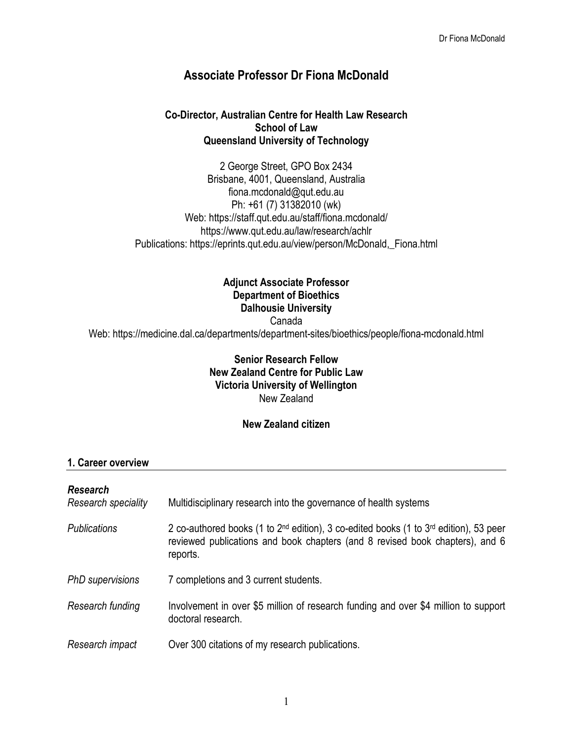# Associate Professor Dr Fiona McDonald

**Co-Director, Australian Centre for Health Law Research**
**School of Law**
**Queensland University of Technology**

2 George Street, GPO Box 2434
Brisbane, 4001, Queensland, Australia
fiona.mcdonald@qut.edu.au
Ph: +61 (7) 31382010 (wk)
Web: https://staff.qut.edu.au/staff/fiona.mcdonald/
https://www.qut.edu.au/law/research/achlr
Publications: https://eprints.qut.edu.au/view/person/McDonald,_Fiona.html

**Adjunct Associate Professor**
**Department of Bioethics**
**Dalhousie University**
Canada
Web: https://medicine.dal.ca/departments/department-sites/bioethics/people/fiona-mcdonald.html

**Senior Research Fellow**
**New Zealand Centre for Public Law**
**Victoria University of Wellington**
New Zealand

**New Zealand citizen**

## 1. Career overview

### *Research*

| | |
|---|---|
| *Research speciality* | Multidisciplinary research into the governance of health systems |
| *Publications* | 2 co-authored books (1 to 2nd edition), 3 co-edited books (1 to 3rd edition), 53 peer reviewed publications and book chapters (and 8 revised book chapters), and 6 reports. |
| *PhD supervisions* | 7 completions and 3 current students. |
| *Research funding* | Involvement in over $5 million of research funding and over $4 million to support doctoral research. |
| *Research impact* | Over 300 citations of my research publications. |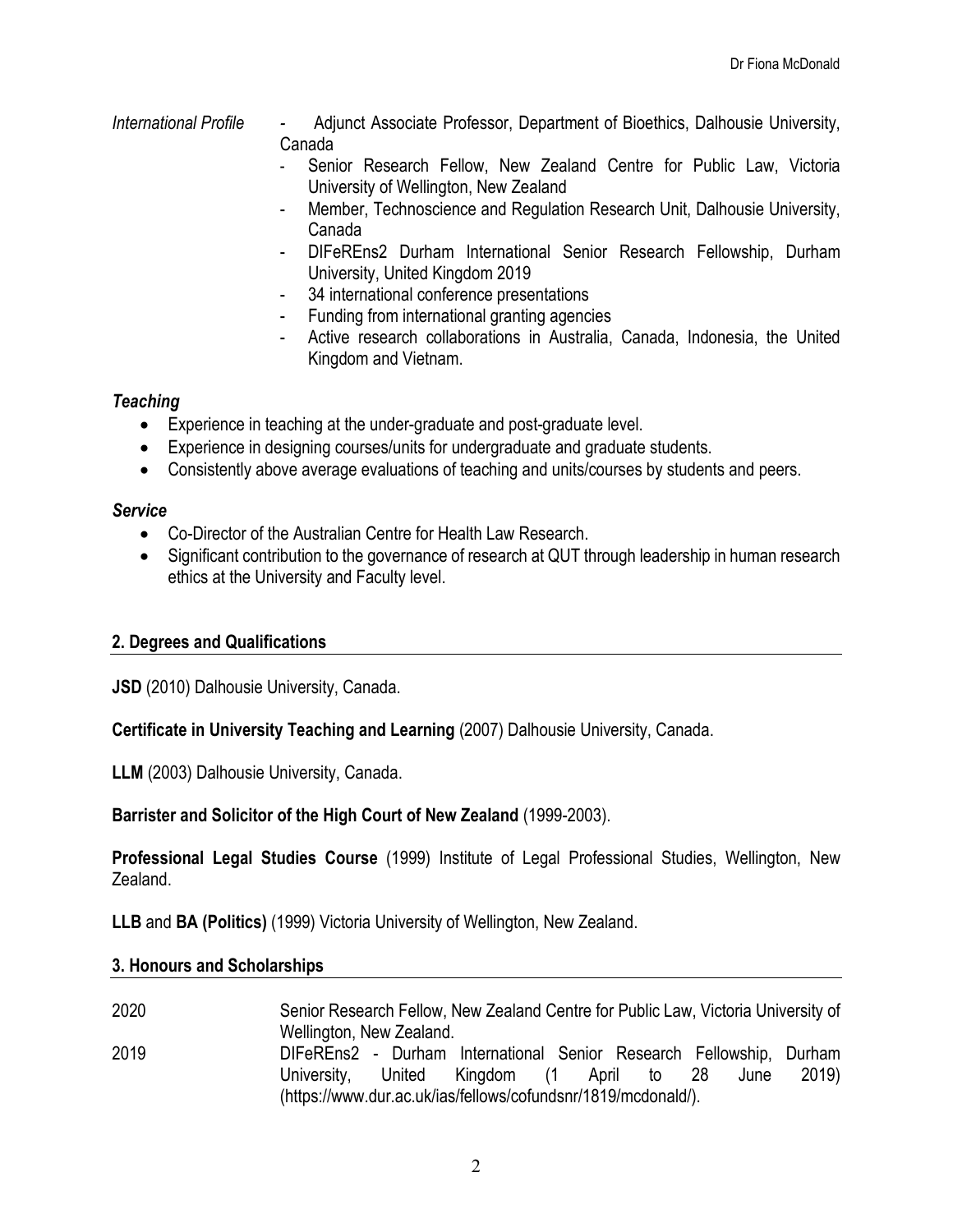*International Profile*

- Adjunct Associate Professor, Department of Bioethics, Dalhousie University, Canada
- Senior Research Fellow, New Zealand Centre for Public Law, Victoria University of Wellington, New Zealand
- Member, Technoscience and Regulation Research Unit, Dalhousie University, Canada
- DIFeREns2 Durham International Senior Research Fellowship, Durham University, United Kingdom 2019
- 34 international conference presentations
- Funding from international granting agencies
- Active research collaborations in Australia, Canada, Indonesia, the United Kingdom and Vietnam.

***Teaching***

- Experience in teaching at the under-graduate and post-graduate level.
- Experience in designing courses/units for undergraduate and graduate students.
- Consistently above average evaluations of teaching and units/courses by students and peers.

***Service***

- Co-Director of the Australian Centre for Health Law Research.
- Significant contribution to the governance of research at QUT through leadership in human research ethics at the University and Faculty level.

## 2. Degrees and Qualifications

**JSD** (2010) Dalhousie University, Canada.

**Certificate in University Teaching and Learning** (2007) Dalhousie University, Canada.

**LLM** (2003) Dalhousie University, Canada.

**Barrister and Solicitor of the High Court of New Zealand** (1999-2003).

**Professional Legal Studies Course** (1999) Institute of Legal Professional Studies, Wellington, New Zealand.

**LLB** and **BA (Politics)** (1999) Victoria University of Wellington, New Zealand.

## 3. Honours and Scholarships

| | |
|---|---|
| 2020 | Senior Research Fellow, New Zealand Centre for Public Law, Victoria University of Wellington, New Zealand. |
| 2019 | DIFeREns2 - Durham International Senior Research Fellowship, Durham University, United Kingdom (1 April to 28 June 2019) (https://www.dur.ac.uk/ias/fellows/cofundsnr/1819/mcdonald/). |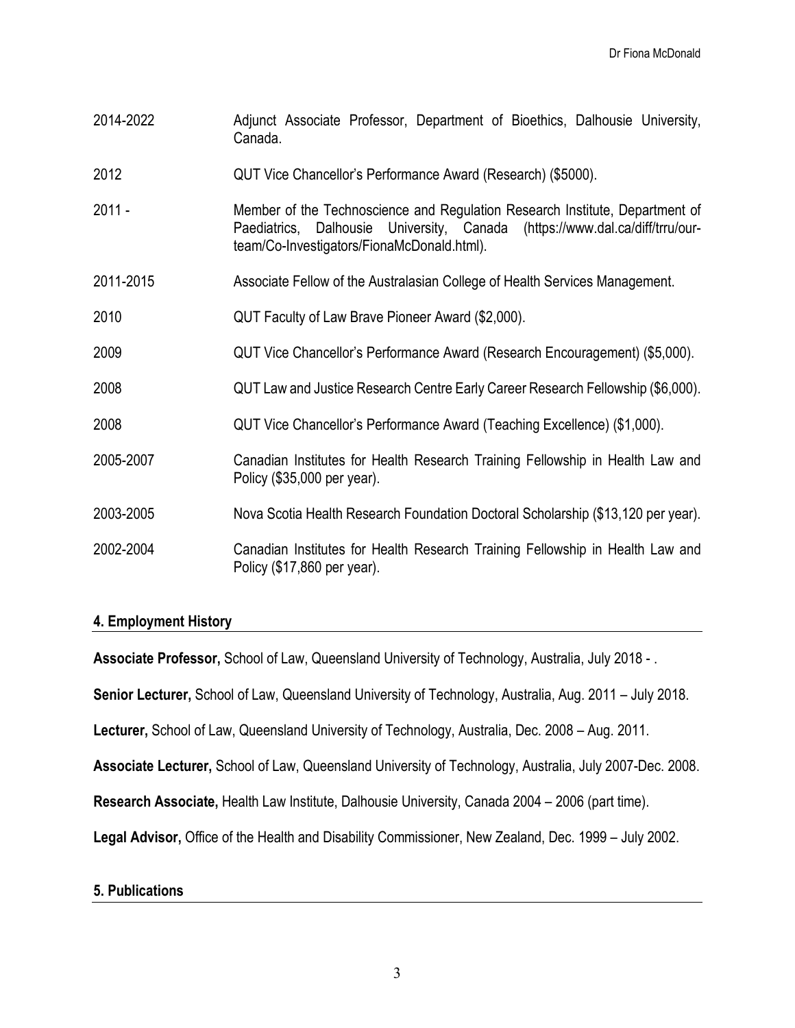| | |
|---|---|
| 2014-2022 | Adjunct Associate Professor, Department of Bioethics, Dalhousie University, Canada. |
| 2012 | QUT Vice Chancellor's Performance Award (Research) ($5000). |
| 2011 - | Member of the Technoscience and Regulation Research Institute, Department of Paediatrics, Dalhousie University, Canada (https://www.dal.ca/diff/trru/our-team/Co-Investigators/FionaMcDonald.html). |
| 2011-2015 | Associate Fellow of the Australasian College of Health Services Management. |
| 2010 | QUT Faculty of Law Brave Pioneer Award ($2,000). |
| 2009 | QUT Vice Chancellor's Performance Award (Research Encouragement) ($5,000). |
| 2008 | QUT Law and Justice Research Centre Early Career Research Fellowship ($6,000). |
| 2008 | QUT Vice Chancellor's Performance Award (Teaching Excellence) ($1,000). |
| 2005-2007 | Canadian Institutes for Health Research Training Fellowship in Health Law and Policy ($35,000 per year). |
| 2003-2005 | Nova Scotia Health Research Foundation Doctoral Scholarship ($13,120 per year). |
| 2002-2004 | Canadian Institutes for Health Research Training Fellowship in Health Law and Policy ($17,860 per year). |

## 4. Employment History

**Associate Professor,** School of Law, Queensland University of Technology, Australia, July 2018 - .

**Senior Lecturer,** School of Law, Queensland University of Technology, Australia, Aug. 2011 – July 2018.

**Lecturer,** School of Law, Queensland University of Technology, Australia, Dec. 2008 – Aug. 2011.

**Associate Lecturer,** School of Law, Queensland University of Technology, Australia, July 2007-Dec. 2008.

**Research Associate,** Health Law Institute, Dalhousie University, Canada 2004 – 2006 (part time).

**Legal Advisor,** Office of the Health and Disability Commissioner, New Zealand, Dec. 1999 – July 2002.

## 5. Publications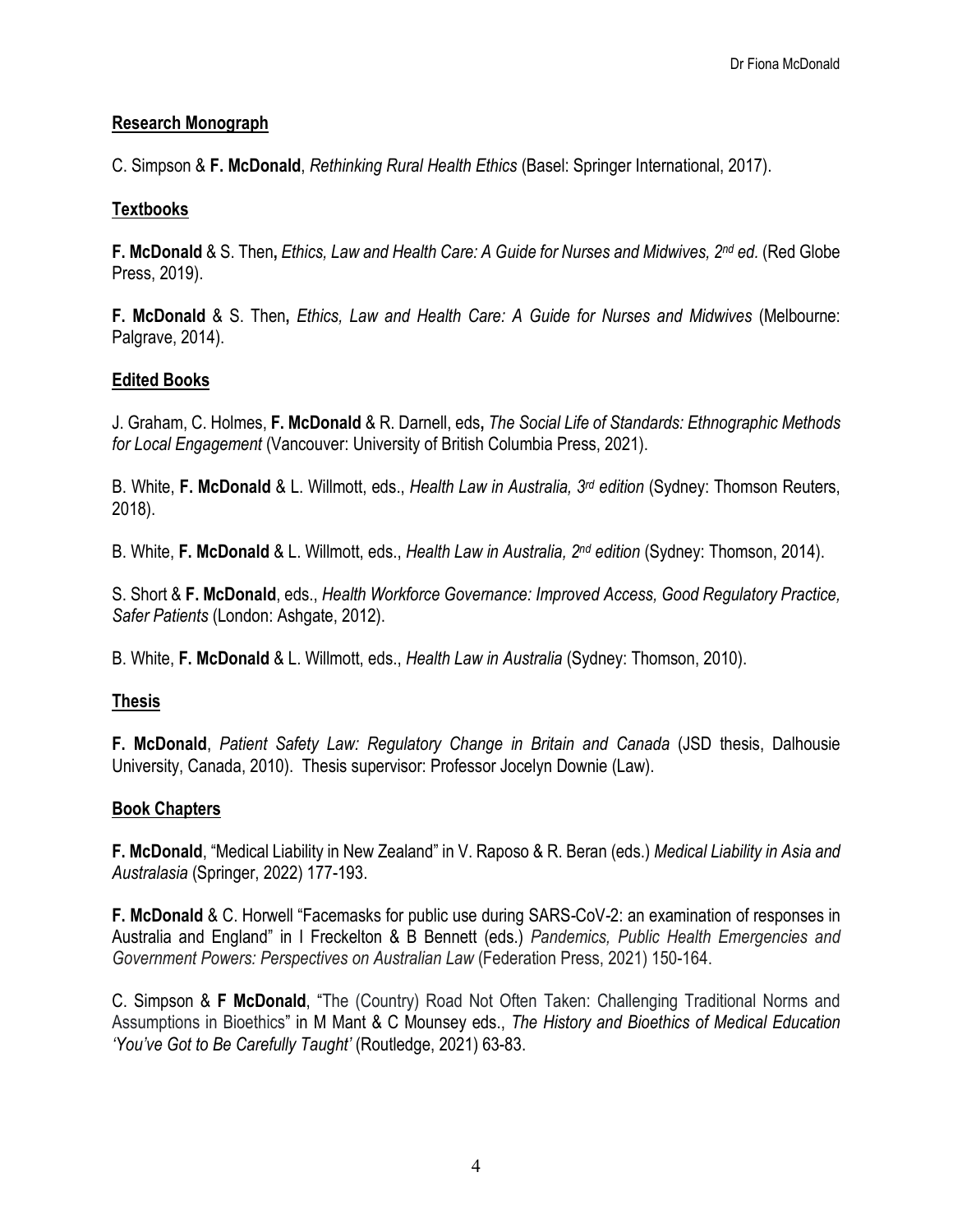## Research Monograph

C. Simpson & **F. McDonald**, *Rethinking Rural Health Ethics* (Basel: Springer International, 2017).

## Textbooks

**F. McDonald** & S. Then**,** *Ethics, Law and Health Care: A Guide for Nurses and Midwives, 2nd ed.* (Red Globe Press, 2019).

**F. McDonald** & S. Then**,** *Ethics, Law and Health Care: A Guide for Nurses and Midwives* (Melbourne: Palgrave, 2014).

## Edited Books

J. Graham, C. Holmes, **F. McDonald** & R. Darnell, eds**,** *The Social Life of Standards: Ethnographic Methods for Local Engagement* (Vancouver: University of British Columbia Press, 2021).

B. White, **F. McDonald** & L. Willmott, eds., *Health Law in Australia, 3rd edition* (Sydney: Thomson Reuters, 2018).

B. White, **F. McDonald** & L. Willmott, eds., *Health Law in Australia, 2nd edition* (Sydney: Thomson, 2014).

S. Short & **F. McDonald**, eds., *Health Workforce Governance: Improved Access, Good Regulatory Practice, Safer Patients* (London: Ashgate, 2012).

B. White, **F. McDonald** & L. Willmott, eds., *Health Law in Australia* (Sydney: Thomson, 2010).

## Thesis

**F. McDonald**, *Patient Safety Law: Regulatory Change in Britain and Canada* (JSD thesis, Dalhousie University, Canada, 2010). Thesis supervisor: Professor Jocelyn Downie (Law).

## Book Chapters

**F. McDonald**, "Medical Liability in New Zealand" in V. Raposo & R. Beran (eds.) *Medical Liability in Asia and Australasia* (Springer, 2022) 177-193.

**F. McDonald** & C. Horwell "Facemasks for public use during SARS-CoV-2: an examination of responses in Australia and England" in I Freckelton & B Bennett (eds.) *Pandemics, Public Health Emergencies and Government Powers: Perspectives on Australian Law* (Federation Press, 2021) 150-164.

C. Simpson & **F McDonald**, "The (Country) Road Not Often Taken: Challenging Traditional Norms and Assumptions in Bioethics" in M Mant & C Mounsey eds., *The History and Bioethics of Medical Education 'You've Got to Be Carefully Taught'* (Routledge, 2021) 63-83.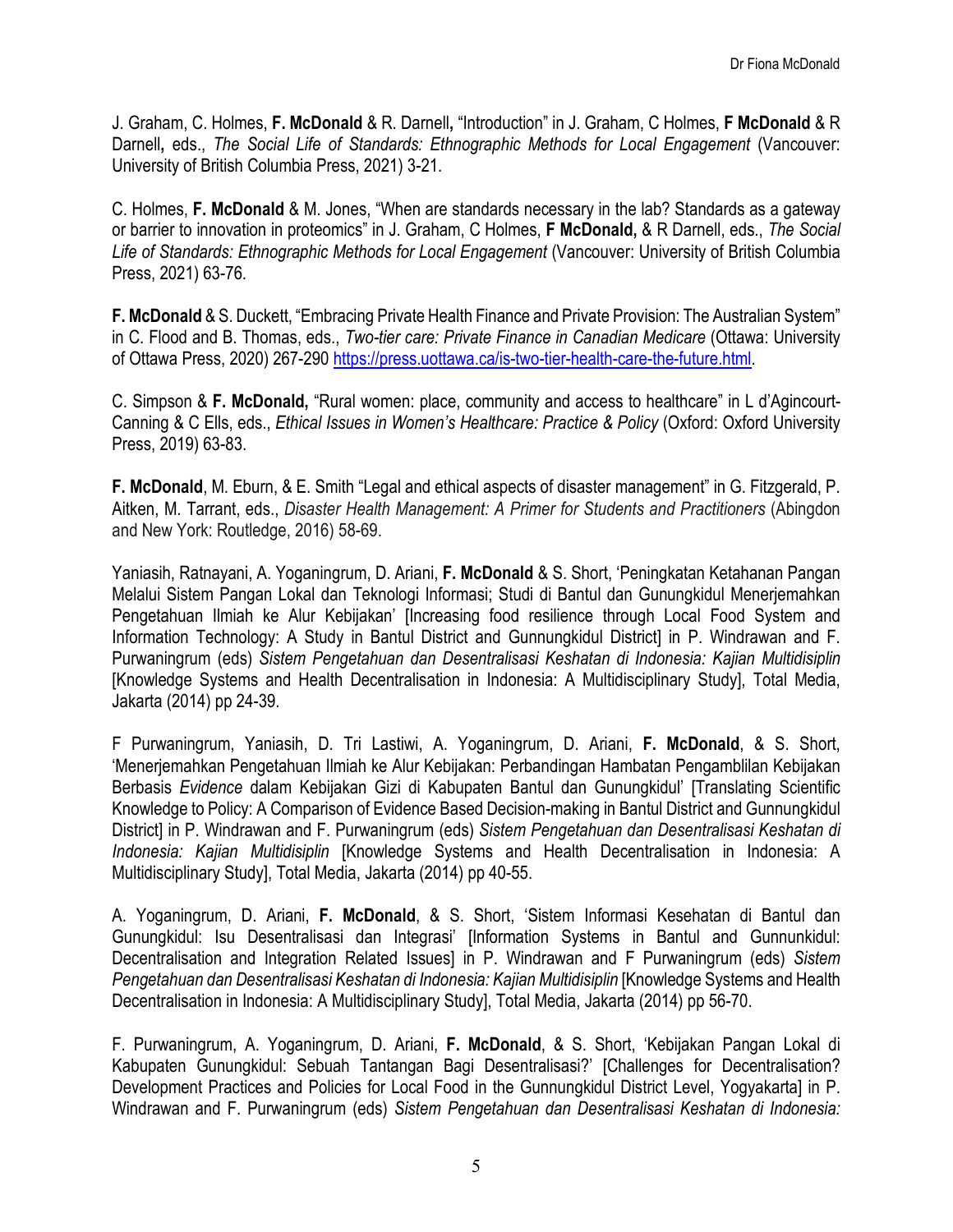J. Graham, C. Holmes, **F. McDonald** & R. Darnell**,** "Introduction" in J. Graham, C Holmes, **F McDonald** & R Darnell**,** eds., *The Social Life of Standards: Ethnographic Methods for Local Engagement* (Vancouver: University of British Columbia Press, 2021) 3-21.

C. Holmes, **F. McDonald** & M. Jones, "When are standards necessary in the lab? Standards as a gateway or barrier to innovation in proteomics" in J. Graham, C Holmes, **F McDonald,** & R Darnell, eds., *The Social Life of Standards: Ethnographic Methods for Local Engagement* (Vancouver: University of British Columbia Press, 2021) 63-76.

**F. McDonald** & S. Duckett, "Embracing Private Health Finance and Private Provision: The Australian System" in C. Flood and B. Thomas, eds., *Two-tier care: Private Finance in Canadian Medicare* (Ottawa: University of Ottawa Press, 2020) 267-290 https://press.uottawa.ca/is-two-tier-health-care-the-future.html.

C. Simpson & **F. McDonald,** "Rural women: place, community and access to healthcare" in L d'Agincourt-Canning & C Ells, eds., *Ethical Issues in Women's Healthcare: Practice & Policy* (Oxford: Oxford University Press, 2019) 63-83.

**F. McDonald**, M. Eburn, & E. Smith "Legal and ethical aspects of disaster management" in G. Fitzgerald, P. Aitken, M. Tarrant, eds., *Disaster Health Management: A Primer for Students and Practitioners* (Abingdon and New York: Routledge, 2016) 58-69.

Yaniasih, Ratnayani, A. Yoganingrum, D. Ariani, **F. McDonald** & S. Short, 'Peningkatan Ketahanan Pangan Melalui Sistem Pangan Lokal dan Teknologi Informasi; Studi di Bantul dan Gunungkidul Menerjemahkan Pengetahuan Ilmiah ke Alur Kebijakan' [Increasing food resilience through Local Food System and Information Technology: A Study in Bantul District and Gunnungkidul District] in P. Windrawan and F. Purwaningrum (eds) *Sistem Pengetahuan dan Desentralisasi Keshatan di Indonesia: Kajian Multidisiplin* [Knowledge Systems and Health Decentralisation in Indonesia: A Multidisciplinary Study], Total Media, Jakarta (2014) pp 24-39.

F Purwaningrum, Yaniasih, D. Tri Lastiwi, A. Yoganingrum, D. Ariani, **F. McDonald**, & S. Short, 'Menerjemahkan Pengetahuan Ilmiah ke Alur Kebijakan: Perbandingan Hambatan Pengamblilan Kebijakan Berbasis *Evidence* dalam Kebijakan Gizi di Kabupaten Bantul dan Gunungkidul' [Translating Scientific Knowledge to Policy: A Comparison of Evidence Based Decision-making in Bantul District and Gunnungkidul District] in P. Windrawan and F. Purwaningrum (eds) *Sistem Pengetahuan dan Desentralisasi Keshatan di Indonesia: Kajian Multidisiplin* [Knowledge Systems and Health Decentralisation in Indonesia: A Multidisciplinary Study], Total Media, Jakarta (2014) pp 40-55.

A. Yoganingrum, D. Ariani, **F. McDonald**, & S. Short, 'Sistem Informasi Kesehatan di Bantul dan Gunungkidul: Isu Desentralisasi dan Integrasi' [Information Systems in Bantul and Gunnunkidul: Decentralisation and Integration Related Issues] in P. Windrawan and F Purwaningrum (eds) *Sistem Pengetahuan dan Desentralisasi Keshatan di Indonesia: Kajian Multidisiplin* [Knowledge Systems and Health Decentralisation in Indonesia: A Multidisciplinary Study], Total Media, Jakarta (2014) pp 56-70.

F. Purwaningrum, A. Yoganingrum, D. Ariani, **F. McDonald**, & S. Short, 'Kebijakan Pangan Lokal di Kabupaten Gunungkidul: Sebuah Tantangan Bagi Desentralisasi?' [Challenges for Decentralisation? Development Practices and Policies for Local Food in the Gunnungkidul District Level, Yogyakarta] in P. Windrawan and F. Purwaningrum (eds) *Sistem Pengetahuan dan Desentralisasi Keshatan di Indonesia:*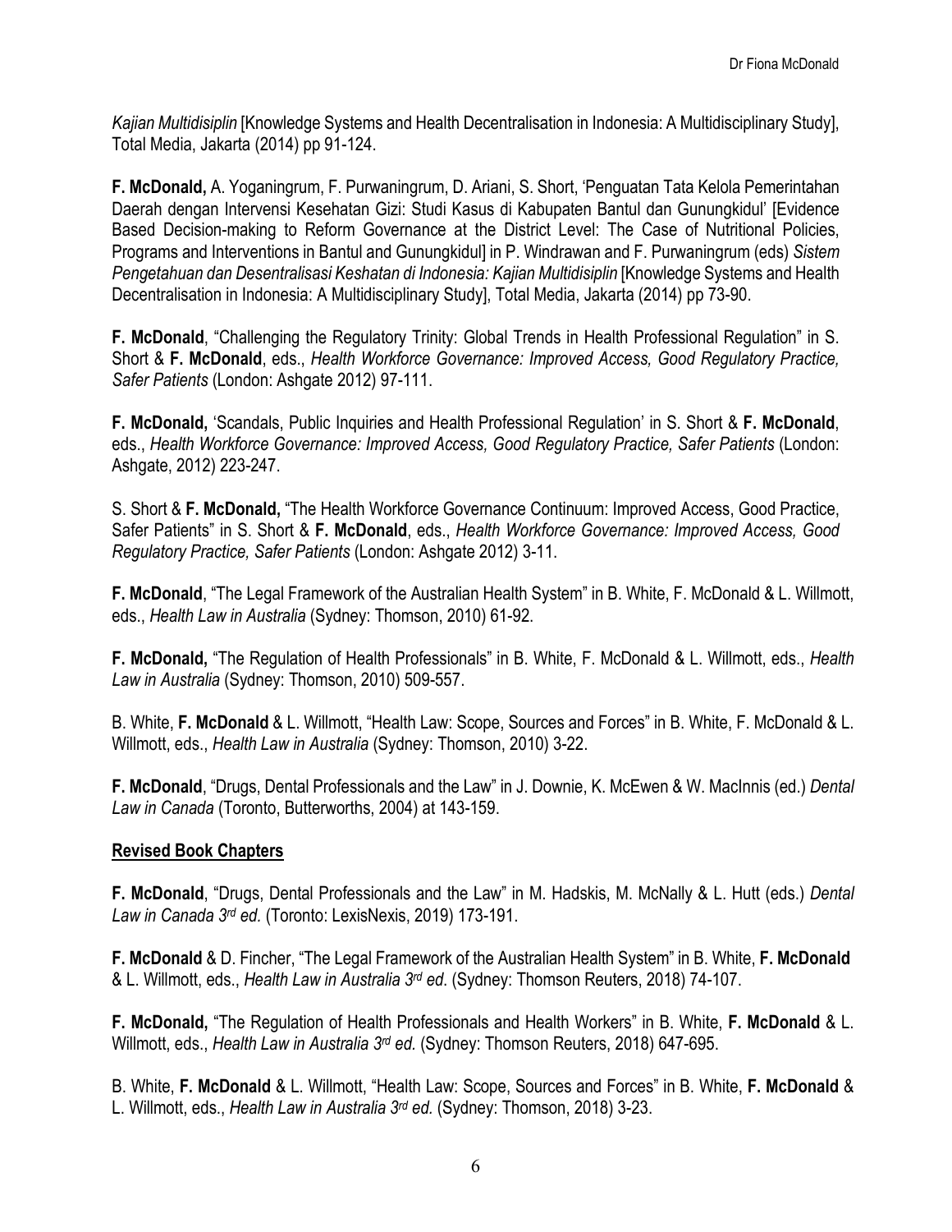*Kajian Multidisiplin* [Knowledge Systems and Health Decentralisation in Indonesia: A Multidisciplinary Study], Total Media, Jakarta (2014) pp 91-124.

**F. McDonald,** A. Yoganingrum, F. Purwaningrum, D. Ariani, S. Short, 'Penguatan Tata Kelola Pemerintahan Daerah dengan Intervensi Kesehatan Gizi: Studi Kasus di Kabupaten Bantul dan Gunungkidul' [Evidence Based Decision-making to Reform Governance at the District Level: The Case of Nutritional Policies, Programs and Interventions in Bantul and Gunungkidul] in P. Windrawan and F. Purwaningrum (eds) *Sistem Pengetahuan dan Desentralisasi Keshatan di Indonesia: Kajian Multidisiplin* [Knowledge Systems and Health Decentralisation in Indonesia: A Multidisciplinary Study], Total Media, Jakarta (2014) pp 73-90.

**F. McDonald**, "Challenging the Regulatory Trinity: Global Trends in Health Professional Regulation" in S. Short & **F. McDonald**, eds., *Health Workforce Governance: Improved Access, Good Regulatory Practice, Safer Patients* (London: Ashgate 2012) 97-111.

**F. McDonald,** 'Scandals, Public Inquiries and Health Professional Regulation' in S. Short & **F. McDonald**, eds., *Health Workforce Governance: Improved Access, Good Regulatory Practice, Safer Patients* (London: Ashgate, 2012) 223-247.

S. Short & **F. McDonald,** "The Health Workforce Governance Continuum: Improved Access, Good Practice, Safer Patients" in S. Short & **F. McDonald**, eds., *Health Workforce Governance: Improved Access, Good Regulatory Practice, Safer Patients* (London: Ashgate 2012) 3-11.

**F. McDonald**, "The Legal Framework of the Australian Health System" in B. White, F. McDonald & L. Willmott, eds., *Health Law in Australia* (Sydney: Thomson, 2010) 61-92.

**F. McDonald,** "The Regulation of Health Professionals" in B. White, F. McDonald & L. Willmott, eds., *Health Law in Australia* (Sydney: Thomson, 2010) 509-557.

B. White, **F. McDonald** & L. Willmott, "Health Law: Scope, Sources and Forces" in B. White, F. McDonald & L. Willmott, eds., *Health Law in Australia* (Sydney: Thomson, 2010) 3-22.

**F. McDonald**, "Drugs, Dental Professionals and the Law" in J. Downie, K. McEwen & W. MacInnis (ed.) *Dental Law in Canada* (Toronto, Butterworths, 2004) at 143-159.

## Revised Book Chapters

**F. McDonald**, "Drugs, Dental Professionals and the Law" in M. Hadskis, M. McNally & L. Hutt (eds.) *Dental Law in Canada 3rd ed.* (Toronto: LexisNexis, 2019) 173-191.

**F. McDonald** & D. Fincher, "The Legal Framework of the Australian Health System" in B. White, **F. McDonald** & L. Willmott, eds., *Health Law in Australia 3rd ed*. (Sydney: Thomson Reuters, 2018) 74-107.

**F. McDonald,** "The Regulation of Health Professionals and Health Workers" in B. White, **F. McDonald** & L. Willmott, eds., *Health Law in Australia 3rd ed.* (Sydney: Thomson Reuters, 2018) 647-695.

B. White, **F. McDonald** & L. Willmott, "Health Law: Scope, Sources and Forces" in B. White, **F. McDonald** & L. Willmott, eds., *Health Law in Australia 3rd ed.* (Sydney: Thomson, 2018) 3-23.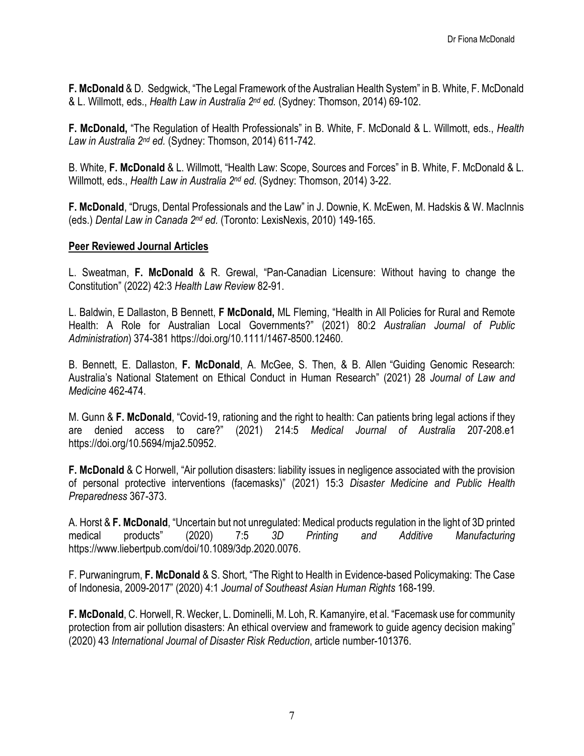**F. McDonald** & D. Sedgwick, "The Legal Framework of the Australian Health System" in B. White, F. McDonald & L. Willmott, eds., *Health Law in Australia 2nd ed.* (Sydney: Thomson, 2014) 69-102.

**F. McDonald,** "The Regulation of Health Professionals" in B. White, F. McDonald & L. Willmott, eds., *Health Law in Australia 2nd ed.* (Sydney: Thomson, 2014) 611-742.

B. White, **F. McDonald** & L. Willmott, "Health Law: Scope, Sources and Forces" in B. White, F. McDonald & L. Willmott, eds., *Health Law in Australia 2nd ed.* (Sydney: Thomson, 2014) 3-22.

**F. McDonald**, "Drugs, Dental Professionals and the Law" in J. Downie, K. McEwen, M. Hadskis & W. MacInnis (eds.) *Dental Law in Canada 2nd ed.* (Toronto: LexisNexis, 2010) 149-165.

## Peer Reviewed Journal Articles

L. Sweatman, **F. McDonald** & R. Grewal, "Pan-Canadian Licensure: Without having to change the Constitution" (2022) 42:3 *Health Law Review* 82-91.

L. Baldwin, E Dallaston, B Bennett, **F McDonald,** ML Fleming, "Health in All Policies for Rural and Remote Health: A Role for Australian Local Governments?" (2021) 80:2 *Australian Journal of Public Administration*) 374-381 https://doi.org/10.1111/1467-8500.12460.

B. Bennett, E. Dallaston, **F. McDonald**, A. McGee, S. Then, & B. Allen "Guiding Genomic Research: Australia's National Statement on Ethical Conduct in Human Research" (2021) 28 *Journal of Law and Medicine* 462-474.

M. Gunn & **F. McDonald**, "Covid-19, rationing and the right to health: Can patients bring legal actions if they are denied access to care?" (2021) 214:5 *Medical Journal of Australia* 207-208.e1 https://doi.org/10.5694/mja2.50952.

**F. McDonald** & C Horwell, "Air pollution disasters: liability issues in negligence associated with the provision of personal protective interventions (facemasks)" (2021) 15:3 *Disaster Medicine and Public Health Preparedness* 367-373.

A. Horst & **F. McDonald**, "Uncertain but not unregulated: Medical products regulation in the light of 3D printed medical products" (2020) 7:5 *3D Printing and Additive Manufacturing* https://www.liebertpub.com/doi/10.1089/3dp.2020.0076.

F. Purwaningrum, **F. McDonald** & S. Short, "The Right to Health in Evidence-based Policymaking: The Case of Indonesia, 2009-2017" (2020) 4:1 *Journal of Southeast Asian Human Rights* 168-199.

**F. McDonald**, C. Horwell, R. Wecker, L. Dominelli, M. Loh, R. Kamanyire, et al. "Facemask use for community protection from air pollution disasters: An ethical overview and framework to guide agency decision making" (2020) 43 *International Journal of Disaster Risk Reduction*, article number-101376.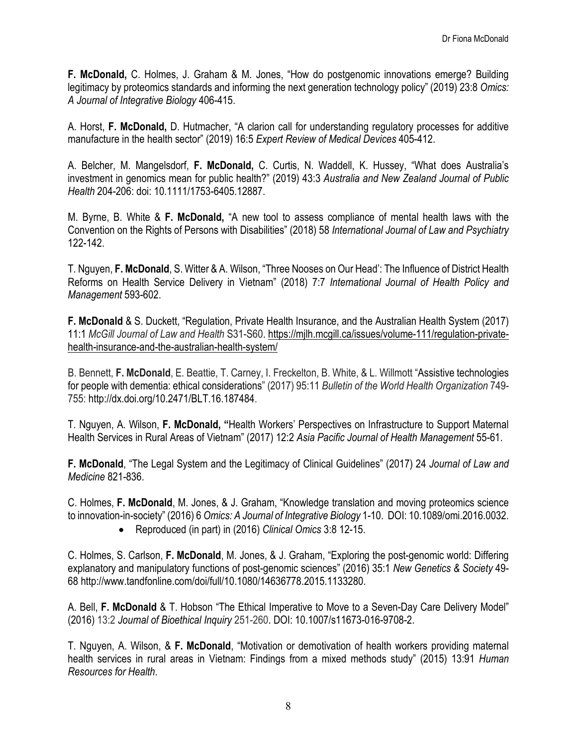**F. McDonald,** C. Holmes, J. Graham & M. Jones, "How do postgenomic innovations emerge? Building legitimacy by proteomics standards and informing the next generation technology policy" (2019) 23:8 *Omics: A Journal of Integrative Biology* 406-415.

A. Horst, **F. McDonald,** D. Hutmacher, "A clarion call for understanding regulatory processes for additive manufacture in the health sector" (2019) 16:5 *Expert Review of Medical Devices* 405-412.

A. Belcher, M. Mangelsdorf, **F. McDonald,** C. Curtis, N. Waddell, K. Hussey, "What does Australia's investment in genomics mean for public health?" (2019) 43:3 *Australia and New Zealand Journal of Public Health* 204-206: doi: 10.1111/1753-6405.12887.

M. Byrne, B. White & **F. McDonald,** "A new tool to assess compliance of mental health laws with the Convention on the Rights of Persons with Disabilities" (2018) 58 *International Journal of Law and Psychiatry* 122-142.

T. Nguyen, **F. McDonald**, S. Witter & A. Wilson, "Three Nooses on Our Head': The Influence of District Health Reforms on Health Service Delivery in Vietnam" (2018) 7:7 *International Journal of Health Policy and Management* 593-602.

**F. McDonald** & S. Duckett, "Regulation, Private Health Insurance, and the Australian Health System (2017) 11:1 *McGill Journal of Law and Health* S31-S60. https://mjlh.mcgill.ca/issues/volume-111/regulation-private-health-insurance-and-the-australian-health-system/

B. Bennett, **F. McDonald**, E. Beattie, T. Carney, I. Freckelton, B. White, & L. Willmott "Assistive technologies for people with dementia: ethical considerations" (2017) 95:11 *Bulletin of the World Health Organization* 749-755: http://dx.doi.org/10.2471/BLT.16.187484.

T. Nguyen, A. Wilson, **F. McDonald, "**Health Workers' Perspectives on Infrastructure to Support Maternal Health Services in Rural Areas of Vietnam" (2017) 12:2 *Asia Pacific Journal of Health Management* 55-61.

**F. McDonald**, "The Legal System and the Legitimacy of Clinical Guidelines" (2017) 24 *Journal of Law and Medicine* 821-836.

C. Holmes, **F. McDonald**, M. Jones, & J. Graham, "Knowledge translation and moving proteomics science to innovation-in-society" (2016) 6 *Omics: A Journal of Integrative Biology* 1-10. DOI: 10.1089/omi.2016.0032.

- Reproduced (in part) in (2016) *Clinical Omics* 3:8 12-15.

C. Holmes, S. Carlson, **F. McDonald**, M. Jones, & J. Graham, "Exploring the post-genomic world: Differing explanatory and manipulatory functions of post-genomic sciences" (2016) 35:1 *New Genetics & Society* 49-68 http://www.tandfonline.com/doi/full/10.1080/14636778.2015.1133280.

A. Bell, **F. McDonald** & T. Hobson "The Ethical Imperative to Move to a Seven-Day Care Delivery Model" (2016) 13:2 *Journal of Bioethical Inquiry* 251-260. DOI: 10.1007/s11673-016-9708-2.

T. Nguyen, A. Wilson, & **F. McDonald**, "Motivation or demotivation of health workers providing maternal health services in rural areas in Vietnam: Findings from a mixed methods study" (2015) 13:91 *Human Resources for Health*.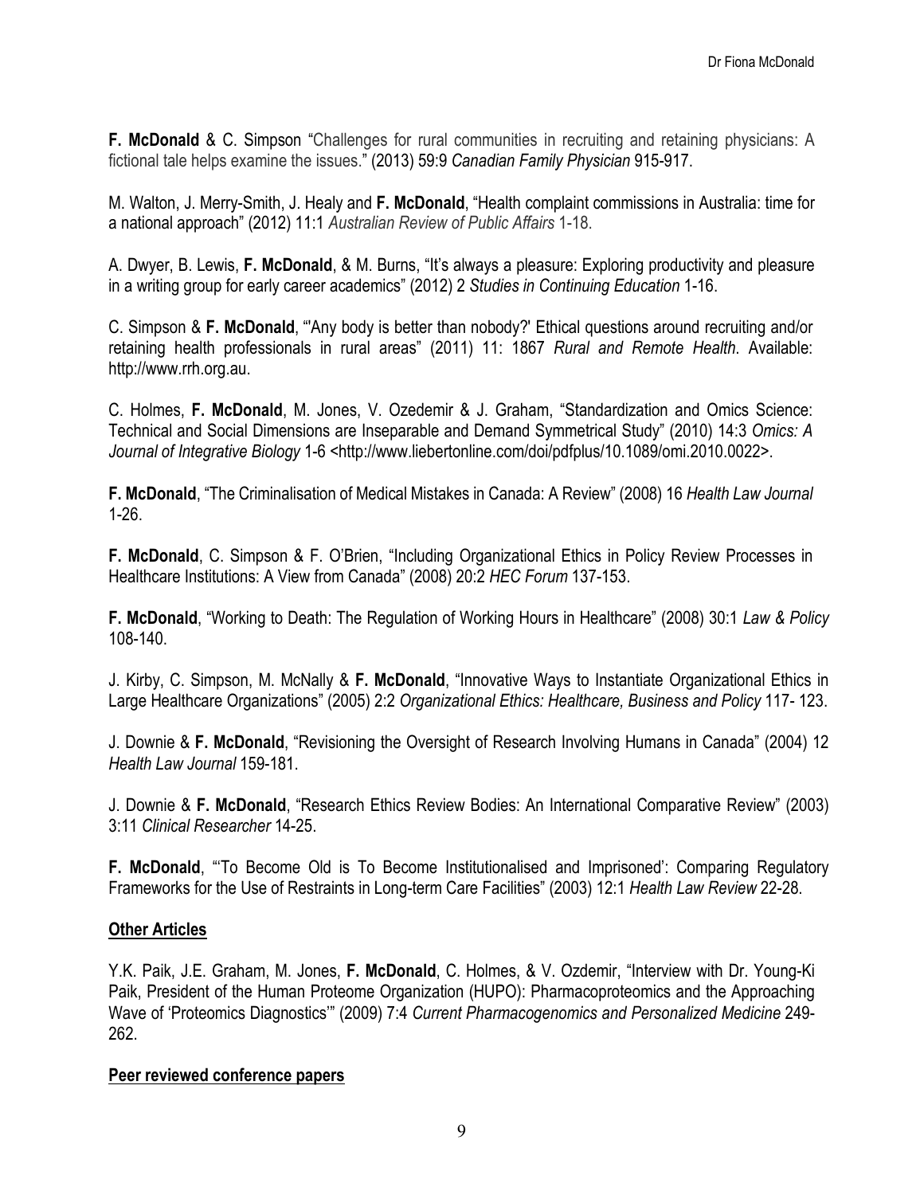**F. McDonald** & C. Simpson "Challenges for rural communities in recruiting and retaining physicians: A fictional tale helps examine the issues." (2013) 59:9 *Canadian Family Physician* 915-917.

M. Walton, J. Merry-Smith, J. Healy and **F. McDonald**, "Health complaint commissions in Australia: time for a national approach" (2012) 11:1 *Australian Review of Public Affairs* 1-18.

A. Dwyer, B. Lewis, **F. McDonald**, & M. Burns, "It's always a pleasure: Exploring productivity and pleasure in a writing group for early career academics" (2012) 2 *Studies in Continuing Education* 1-16.

C. Simpson & **F. McDonald**, "'Any body is better than nobody?' Ethical questions around recruiting and/or retaining health professionals in rural areas" (2011) 11: 1867 *Rural and Remote Health*. Available: http://www.rrh.org.au.

C. Holmes, **F. McDonald**, M. Jones, V. Ozedemir & J. Graham, "Standardization and Omics Science: Technical and Social Dimensions are Inseparable and Demand Symmetrical Study" (2010) 14:3 *Omics: A Journal of Integrative Biology* 1-6 <http://www.liebertonline.com/doi/pdfplus/10.1089/omi.2010.0022>.

**F. McDonald**, "The Criminalisation of Medical Mistakes in Canada: A Review" (2008) 16 *Health Law Journal* 1-26.

**F. McDonald**, C. Simpson & F. O'Brien, "Including Organizational Ethics in Policy Review Processes in Healthcare Institutions: A View from Canada" (2008) 20:2 *HEC Forum* 137-153.

**F. McDonald**, "Working to Death: The Regulation of Working Hours in Healthcare" (2008) 30:1 *Law & Policy* 108-140.

J. Kirby, C. Simpson, M. McNally & **F. McDonald**, "Innovative Ways to Instantiate Organizational Ethics in Large Healthcare Organizations" (2005) 2:2 *Organizational Ethics: Healthcare, Business and Policy* 117- 123.

J. Downie & **F. McDonald**, "Revisioning the Oversight of Research Involving Humans in Canada" (2004) 12 *Health Law Journal* 159-181.

J. Downie & **F. McDonald**, "Research Ethics Review Bodies: An International Comparative Review" (2003) 3:11 *Clinical Researcher* 14-25.

**F. McDonald**, "'To Become Old is To Become Institutionalised and Imprisoned': Comparing Regulatory Frameworks for the Use of Restraints in Long-term Care Facilities" (2003) 12:1 *Health Law Review* 22-28.

## Other Articles

Y.K. Paik, J.E. Graham, M. Jones, **F. McDonald**, C. Holmes, & V. Ozdemir, "Interview with Dr. Young-Ki Paik, President of the Human Proteome Organization (HUPO): Pharmacoproteomics and the Approaching Wave of 'Proteomics Diagnostics'" (2009) 7:4 *Current Pharmacogenomics and Personalized Medicine* 249-262.

## Peer reviewed conference papers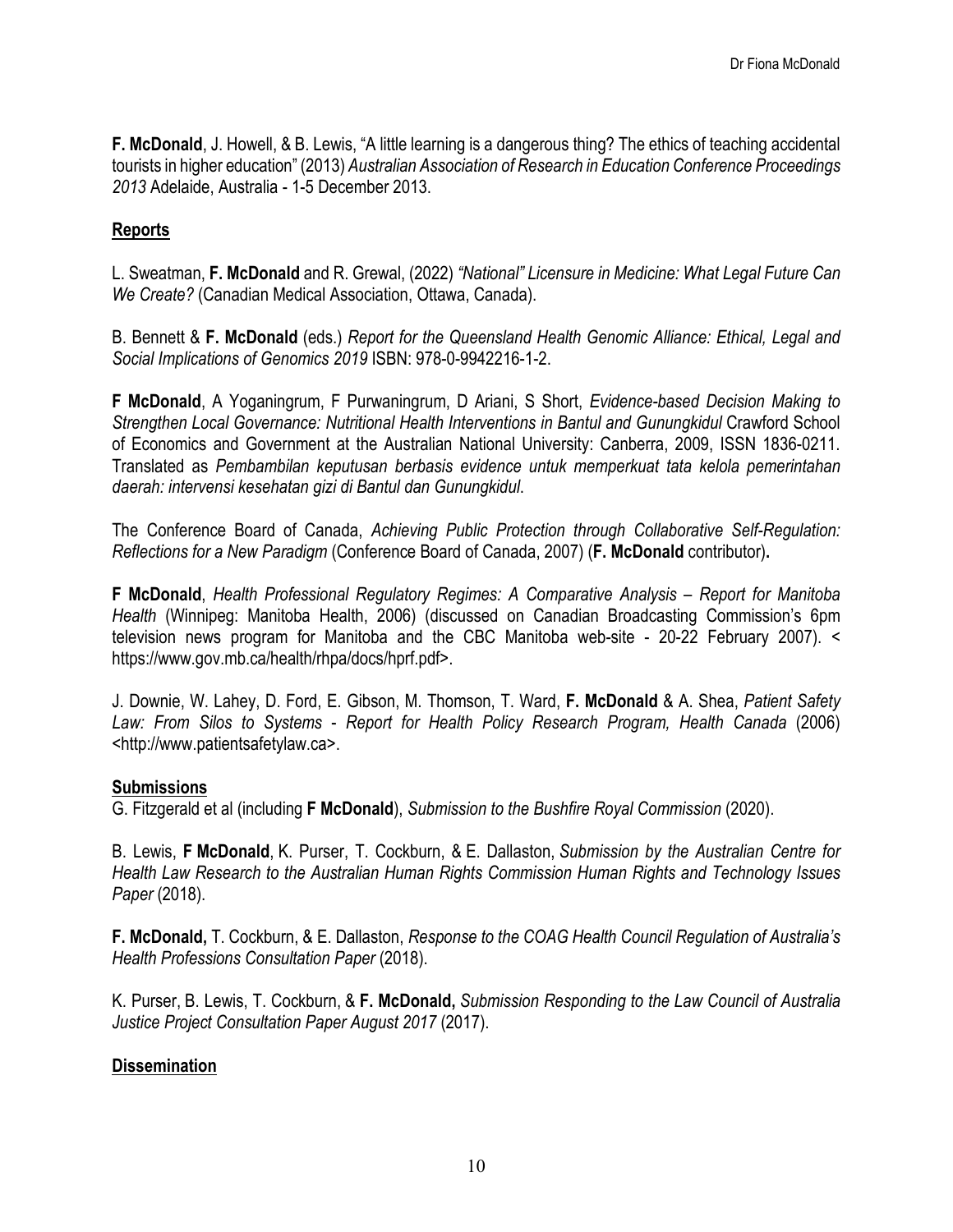**F. McDonald**, J. Howell, & B. Lewis, "A little learning is a dangerous thing? The ethics of teaching accidental tourists in higher education" (2013) *Australian Association of Research in Education Conference Proceedings 2013* Adelaide, Australia - 1-5 December 2013.

## Reports

L. Sweatman, **F. McDonald** and R. Grewal, (2022) *"National" Licensure in Medicine: What Legal Future Can We Create?* (Canadian Medical Association, Ottawa, Canada).

B. Bennett & **F. McDonald** (eds.) *Report for the Queensland Health Genomic Alliance: Ethical, Legal and Social Implications of Genomics 2019* ISBN: 978-0-9942216-1-2.

**F McDonald**, A Yoganingrum, F Purwaningrum, D Ariani, S Short, *Evidence-based Decision Making to Strengthen Local Governance: Nutritional Health Interventions in Bantul and Gunungkidul* Crawford School of Economics and Government at the Australian National University: Canberra, 2009, ISSN 1836-0211. Translated as *Pembambilan keputusan berbasis evidence untuk memperkuat tata kelola pemerintahan daerah: intervensi kesehatan gizi di Bantul dan Gunungkidul*.

The Conference Board of Canada, *Achieving Public Protection through Collaborative Self-Regulation: Reflections for a New Paradigm* (Conference Board of Canada, 2007) (**F. McDonald** contributor).

**F McDonald**, *Health Professional Regulatory Regimes: A Comparative Analysis – Report for Manitoba Health* (Winnipeg: Manitoba Health, 2006) (discussed on Canadian Broadcasting Commission's 6pm television news program for Manitoba and the CBC Manitoba web-site - 20-22 February 2007). < https://www.gov.mb.ca/health/rhpa/docs/hprf.pdf>.

J. Downie, W. Lahey, D. Ford, E. Gibson, M. Thomson, T. Ward, **F. McDonald** & A. Shea, *Patient Safety Law: From Silos to Systems - Report for Health Policy Research Program, Health Canada* (2006) <http://www.patientsafetylaw.ca>.

## Submissions

G. Fitzgerald et al (including **F McDonald**), *Submission to the Bushfire Royal Commission* (2020).

B. Lewis, **F McDonald**, K. Purser, T. Cockburn, & E. Dallaston, *Submission by the Australian Centre for Health Law Research to the Australian Human Rights Commission Human Rights and Technology Issues Paper* (2018).

**F. McDonald,** T. Cockburn, & E. Dallaston, *Response to the COAG Health Council Regulation of Australia's Health Professions Consultation Paper* (2018).

K. Purser, B. Lewis, T. Cockburn, & **F. McDonald,** *Submission Responding to the Law Council of Australia Justice Project Consultation Paper August 2017* (2017).

## Dissemination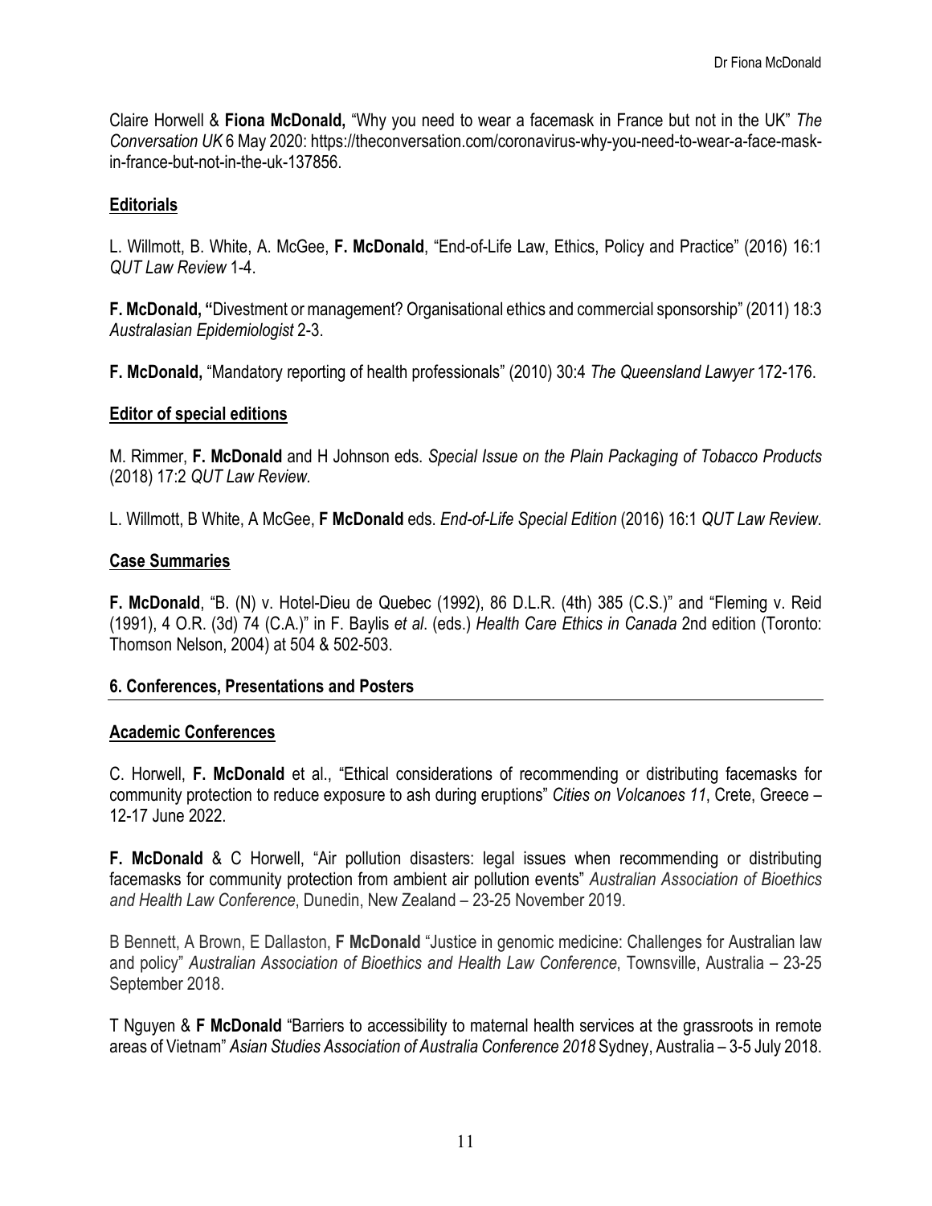Claire Horwell & **Fiona McDonald,** "Why you need to wear a facemask in France but not in the UK" *The Conversation UK* 6 May 2020: https://theconversation.com/coronavirus-why-you-need-to-wear-a-face-mask-in-france-but-not-in-the-uk-137856.

### Editorials

L. Willmott, B. White, A. McGee, **F. McDonald**, "End-of-Life Law, Ethics, Policy and Practice" (2016) 16:1 *QUT Law Review* 1-4.

**F. McDonald, "**Divestment or management? Organisational ethics and commercial sponsorship" (2011) 18:3 *Australasian Epidemiologist* 2-3.

**F. McDonald,** "Mandatory reporting of health professionals" (2010) 30:4 *The Queensland Lawyer* 172-176.

### Editor of special editions

M. Rimmer, **F. McDonald** and H Johnson eds. *Special Issue on the Plain Packaging of Tobacco Products* (2018) 17:2 *QUT Law Review.*

L. Willmott, B White, A McGee, **F McDonald** eds. *End-of-Life Special Edition* (2016) 16:1 *QUT Law Review*.

### Case Summaries

**F. McDonald**, "B. (N) v. Hotel-Dieu de Quebec (1992), 86 D.L.R. (4th) 385 (C.S.)" and "Fleming v. Reid (1991), 4 O.R. (3d) 74 (C.A.)" in F. Baylis *et al*. (eds.) *Health Care Ethics in Canada* 2nd edition (Toronto: Thomson Nelson, 2004) at 504 & 502-503.

## 6. Conferences, Presentations and Posters

### Academic Conferences

C. Horwell, **F. McDonald** et al., "Ethical considerations of recommending or distributing facemasks for community protection to reduce exposure to ash during eruptions" *Cities on Volcanoes 11*, Crete, Greece – 12-17 June 2022.

**F. McDonald** & C Horwell, "Air pollution disasters: legal issues when recommending or distributing facemasks for community protection from ambient air pollution events" *Australian Association of Bioethics and Health Law Conference*, Dunedin, New Zealand – 23-25 November 2019.

B Bennett, A Brown, E Dallaston, **F McDonald** "Justice in genomic medicine: Challenges for Australian law and policy" *Australian Association of Bioethics and Health Law Conference*, Townsville, Australia – 23-25 September 2018.

T Nguyen & **F McDonald** "Barriers to accessibility to maternal health services at the grassroots in remote areas of Vietnam" *Asian Studies Association of Australia Conference 2018* Sydney, Australia – 3-5 July 2018.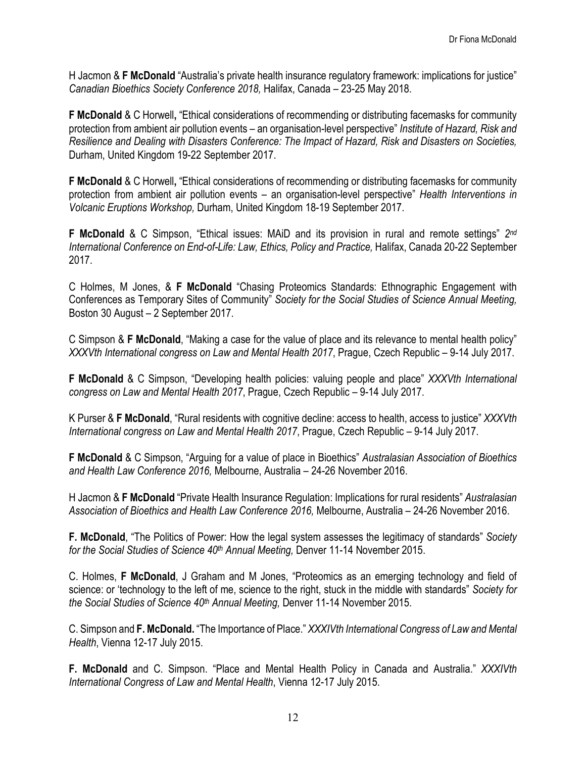H Jacmon & **F McDonald** "Australia's private health insurance regulatory framework: implications for justice" *Canadian Bioethics Society Conference 2018,* Halifax, Canada – 23-25 May 2018.

**F McDonald** & C Horwell**,** "Ethical considerations of recommending or distributing facemasks for community protection from ambient air pollution events – an organisation-level perspective" *Institute of Hazard, Risk and Resilience and Dealing with Disasters Conference: The Impact of Hazard, Risk and Disasters on Societies,* Durham, United Kingdom 19-22 September 2017.

**F McDonald** & C Horwell**,** "Ethical considerations of recommending or distributing facemasks for community protection from ambient air pollution events – an organisation-level perspective" *Health Interventions in Volcanic Eruptions Workshop,* Durham, United Kingdom 18-19 September 2017.

**F McDonald** & C Simpson, "Ethical issues: MAiD and its provision in rural and remote settings" *2nd International Conference on End-of-Life: Law, Ethics, Policy and Practice,* Halifax, Canada 20-22 September 2017.

C Holmes, M Jones, & **F McDonald** "Chasing Proteomics Standards: Ethnographic Engagement with Conferences as Temporary Sites of Community" *Society for the Social Studies of Science Annual Meeting,* Boston 30 August – 2 September 2017.

C Simpson & **F McDonald**, "Making a case for the value of place and its relevance to mental health policy" *XXXVth International congress on Law and Mental Health 2017*, Prague, Czech Republic – 9-14 July 2017.

**F McDonald** & C Simpson, "Developing health policies: valuing people and place" *XXXVth International congress on Law and Mental Health 2017*, Prague, Czech Republic – 9-14 July 2017.

K Purser & **F McDonald**, "Rural residents with cognitive decline: access to health, access to justice" *XXXVth International congress on Law and Mental Health 2017*, Prague, Czech Republic – 9-14 July 2017.

**F McDonald** & C Simpson, "Arguing for a value of place in Bioethics" *Australasian Association of Bioethics and Health Law Conference 2016,* Melbourne, Australia – 24-26 November 2016.

H Jacmon & **F McDonald** "Private Health Insurance Regulation: Implications for rural residents" *Australasian Association of Bioethics and Health Law Conference 2016,* Melbourne, Australia – 24-26 November 2016.

**F. McDonald**, "The Politics of Power: How the legal system assesses the legitimacy of standards" *Society for the Social Studies of Science 40th Annual Meeting,* Denver 11-14 November 2015.

C. Holmes, **F McDonald**, J Graham and M Jones, "Proteomics as an emerging technology and field of science: or 'technology to the left of me, science to the right, stuck in the middle with standards" *Society for the Social Studies of Science 40th Annual Meeting,* Denver 11-14 November 2015.

C. Simpson and **F. McDonald.** "The Importance of Place." *XXXIVth International Congress of Law and Mental Health*, Vienna 12-17 July 2015.

**F. McDonald** and C. Simpson. "Place and Mental Health Policy in Canada and Australia." *XXXIVth International Congress of Law and Mental Health*, Vienna 12-17 July 2015.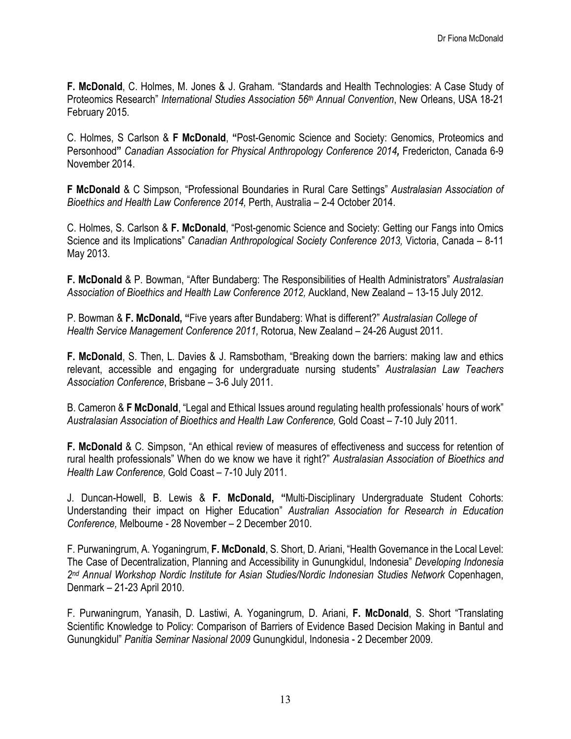**F. McDonald**, C. Holmes, M. Jones & J. Graham. "Standards and Health Technologies: A Case Study of Proteomics Research" *International Studies Association 56th Annual Convention*, New Orleans, USA 18-21 February 2015.

C. Holmes, S Carlson & **F McDonald**, **"**Post-Genomic Science and Society: Genomics, Proteomics and Personhood**"** *Canadian Association for Physical Anthropology Conference 2014,* Fredericton, Canada 6-9 November 2014.

**F McDonald** & C Simpson, "Professional Boundaries in Rural Care Settings" *Australasian Association of Bioethics and Health Law Conference 2014,* Perth, Australia – 2-4 October 2014.

C. Holmes, S. Carlson & **F. McDonald**, "Post-genomic Science and Society: Getting our Fangs into Omics Science and its Implications" *Canadian Anthropological Society Conference 2013,* Victoria, Canada – 8-11 May 2013.

**F. McDonald** & P. Bowman, "After Bundaberg: The Responsibilities of Health Administrators" *Australasian Association of Bioethics and Health Law Conference 2012,* Auckland, New Zealand – 13-15 July 2012.

P. Bowman & **F. McDonald, "**Five years after Bundaberg: What is different?" *Australasian College of Health Service Management Conference 2011,* Rotorua, New Zealand – 24-26 August 2011.

**F. McDonald**, S. Then, L. Davies & J. Ramsbotham, "Breaking down the barriers: making law and ethics relevant, accessible and engaging for undergraduate nursing students" *Australasian Law Teachers Association Conference*, Brisbane – 3-6 July 2011.

B. Cameron & **F McDonald**, "Legal and Ethical Issues around regulating health professionals' hours of work" *Australasian Association of Bioethics and Health Law Conference,* Gold Coast – 7-10 July 2011.

**F. McDonald** & C. Simpson, "An ethical review of measures of effectiveness and success for retention of rural health professionals" When do we know we have it right?" *Australasian Association of Bioethics and Health Law Conference,* Gold Coast – 7-10 July 2011.

J. Duncan-Howell, B. Lewis & **F. McDonald, "**Multi-Disciplinary Undergraduate Student Cohorts: Understanding their impact on Higher Education" *Australian Association for Research in Education Conference,* Melbourne - 28 November – 2 December 2010.

F. Purwaningrum, A. Yoganingrum, **F. McDonald**, S. Short, D. Ariani, "Health Governance in the Local Level: The Case of Decentralization, Planning and Accessibility in Gunungkidul, Indonesia" *Developing Indonesia 2nd Annual Workshop Nordic Institute for Asian Studies/Nordic Indonesian Studies Network* Copenhagen, Denmark – 21-23 April 2010.

F. Purwaningrum, Yanasih, D. Lastiwi, A. Yoganingrum, D. Ariani, **F. McDonald**, S. Short "Translating Scientific Knowledge to Policy: Comparison of Barriers of Evidence Based Decision Making in Bantul and Gunungkidul" *Panitia Seminar Nasional 2009* Gunungkidul, Indonesia - 2 December 2009.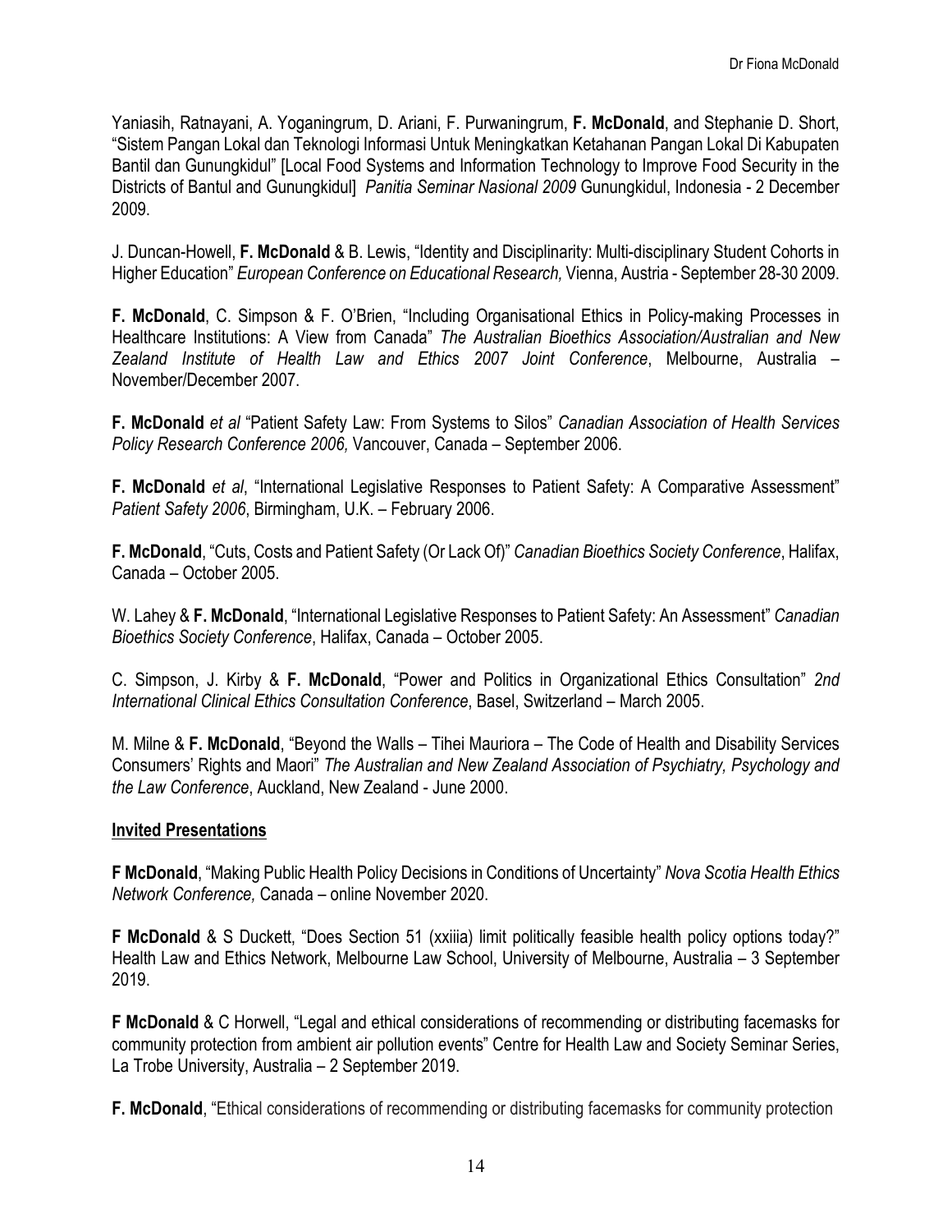Yaniasih, Ratnayani, A. Yoganingrum, D. Ariani, F. Purwaningrum, **F. McDonald**, and Stephanie D. Short, "Sistem Pangan Lokal dan Teknologi Informasi Untuk Meningkatkan Ketahanan Pangan Lokal Di Kabupaten Bantil dan Gunungkidul" [Local Food Systems and Information Technology to Improve Food Security in the Districts of Bantul and Gunungkidul] *Panitia Seminar Nasional 2009* Gunungkidul, Indonesia - 2 December 2009.

J. Duncan-Howell, **F. McDonald** & B. Lewis, "Identity and Disciplinarity: Multi-disciplinary Student Cohorts in Higher Education" *European Conference on Educational Research,* Vienna, Austria - September 28-30 2009.

**F. McDonald**, C. Simpson & F. O'Brien, "Including Organisational Ethics in Policy-making Processes in Healthcare Institutions: A View from Canada" *The Australian Bioethics Association/Australian and New Zealand Institute of Health Law and Ethics 2007 Joint Conference*, Melbourne, Australia – November/December 2007.

**F. McDonald** *et al* "Patient Safety Law: From Systems to Silos" *Canadian Association of Health Services Policy Research Conference 2006,* Vancouver, Canada – September 2006.

**F. McDonald** *et al*, "International Legislative Responses to Patient Safety: A Comparative Assessment" *Patient Safety 2006*, Birmingham, U.K. – February 2006.

**F. McDonald**, "Cuts, Costs and Patient Safety (Or Lack Of)" *Canadian Bioethics Society Conference*, Halifax, Canada – October 2005.

W. Lahey & **F. McDonald**, "International Legislative Responses to Patient Safety: An Assessment" *Canadian Bioethics Society Conference*, Halifax, Canada – October 2005.

C. Simpson, J. Kirby & **F. McDonald**, "Power and Politics in Organizational Ethics Consultation" *2nd International Clinical Ethics Consultation Conference*, Basel, Switzerland – March 2005.

M. Milne & **F. McDonald**, "Beyond the Walls – Tihei Mauriora – The Code of Health and Disability Services Consumers' Rights and Maori" *The Australian and New Zealand Association of Psychiatry, Psychology and the Law Conference*, Auckland, New Zealand - June 2000.

## Invited Presentations

**F McDonald**, "Making Public Health Policy Decisions in Conditions of Uncertainty" *Nova Scotia Health Ethics Network Conference,* Canada – online November 2020.

**F McDonald** & S Duckett, "Does Section 51 (xxiiia) limit politically feasible health policy options today?" Health Law and Ethics Network, Melbourne Law School, University of Melbourne, Australia – 3 September 2019.

**F McDonald** & C Horwell, "Legal and ethical considerations of recommending or distributing facemasks for community protection from ambient air pollution events" Centre for Health Law and Society Seminar Series, La Trobe University, Australia – 2 September 2019.

**F. McDonald**, "Ethical considerations of recommending or distributing facemasks for community protection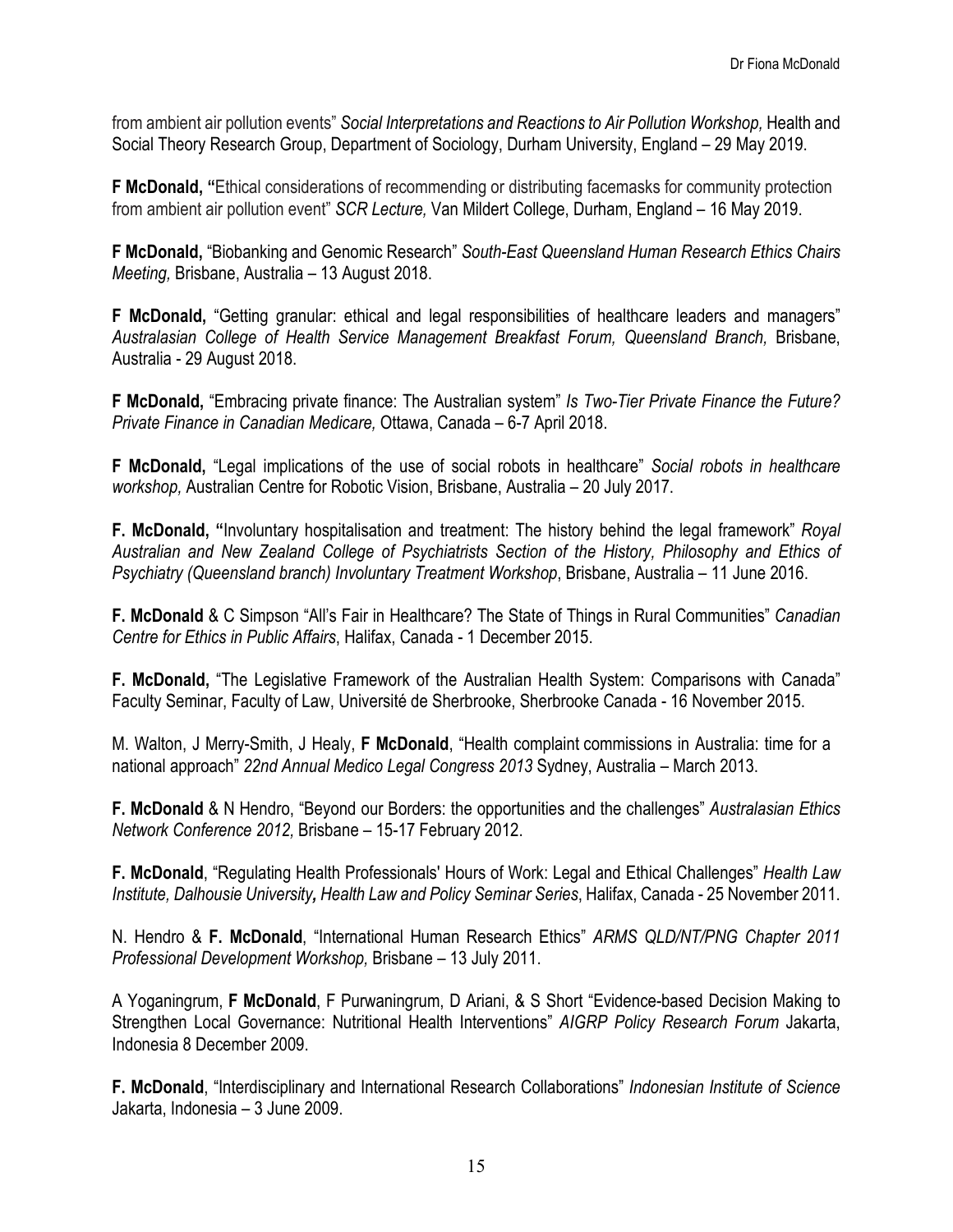from ambient air pollution events" *Social Interpretations and Reactions to Air Pollution Workshop,* Health and Social Theory Research Group, Department of Sociology, Durham University, England – 29 May 2019.

**F McDonald, "**Ethical considerations of recommending or distributing facemasks for community protection from ambient air pollution event" *SCR Lecture,* Van Mildert College, Durham, England – 16 May 2019.

**F McDonald,** "Biobanking and Genomic Research" *South-East Queensland Human Research Ethics Chairs Meeting,* Brisbane, Australia – 13 August 2018.

**F McDonald,** "Getting granular: ethical and legal responsibilities of healthcare leaders and managers" *Australasian College of Health Service Management Breakfast Forum, Queensland Branch,* Brisbane, Australia - 29 August 2018.

**F McDonald,** "Embracing private finance: The Australian system" *Is Two-Tier Private Finance the Future? Private Finance in Canadian Medicare,* Ottawa, Canada – 6-7 April 2018.

**F McDonald,** "Legal implications of the use of social robots in healthcare" *Social robots in healthcare workshop,* Australian Centre for Robotic Vision, Brisbane, Australia – 20 July 2017.

**F. McDonald, "**Involuntary hospitalisation and treatment: The history behind the legal framework" *Royal Australian and New Zealand College of Psychiatrists Section of the History, Philosophy and Ethics of Psychiatry (Queensland branch) Involuntary Treatment Workshop*, Brisbane, Australia – 11 June 2016.

**F. McDonald** & C Simpson "All's Fair in Healthcare? The State of Things in Rural Communities" *Canadian Centre for Ethics in Public Affairs*, Halifax, Canada - 1 December 2015.

**F. McDonald,** "The Legislative Framework of the Australian Health System: Comparisons with Canada" Faculty Seminar, Faculty of Law, Université de Sherbrooke, Sherbrooke Canada - 16 November 2015.

M. Walton, J Merry-Smith, J Healy, **F McDonald**, "Health complaint commissions in Australia: time for a national approach" *22nd Annual Medico Legal Congress 2013* Sydney, Australia – March 2013.

**F. McDonald** & N Hendro, "Beyond our Borders: the opportunities and the challenges" *Australasian Ethics Network Conference 2012,* Brisbane – 15-17 February 2012.

**F. McDonald**, "Regulating Health Professionals' Hours of Work: Legal and Ethical Challenges" *Health Law Institute, Dalhousie University, Health Law and Policy Seminar Series*, Halifax, Canada - 25 November 2011.

N. Hendro & **F. McDonald**, "International Human Research Ethics" *ARMS QLD/NT/PNG Chapter 2011 Professional Development Workshop,* Brisbane – 13 July 2011.

A Yoganingrum, **F McDonald**, F Purwaningrum, D Ariani, & S Short "Evidence-based Decision Making to Strengthen Local Governance: Nutritional Health Interventions" *AIGRP Policy Research Forum* Jakarta, Indonesia 8 December 2009.

**F. McDonald**, "Interdisciplinary and International Research Collaborations" *Indonesian Institute of Science* Jakarta, Indonesia – 3 June 2009.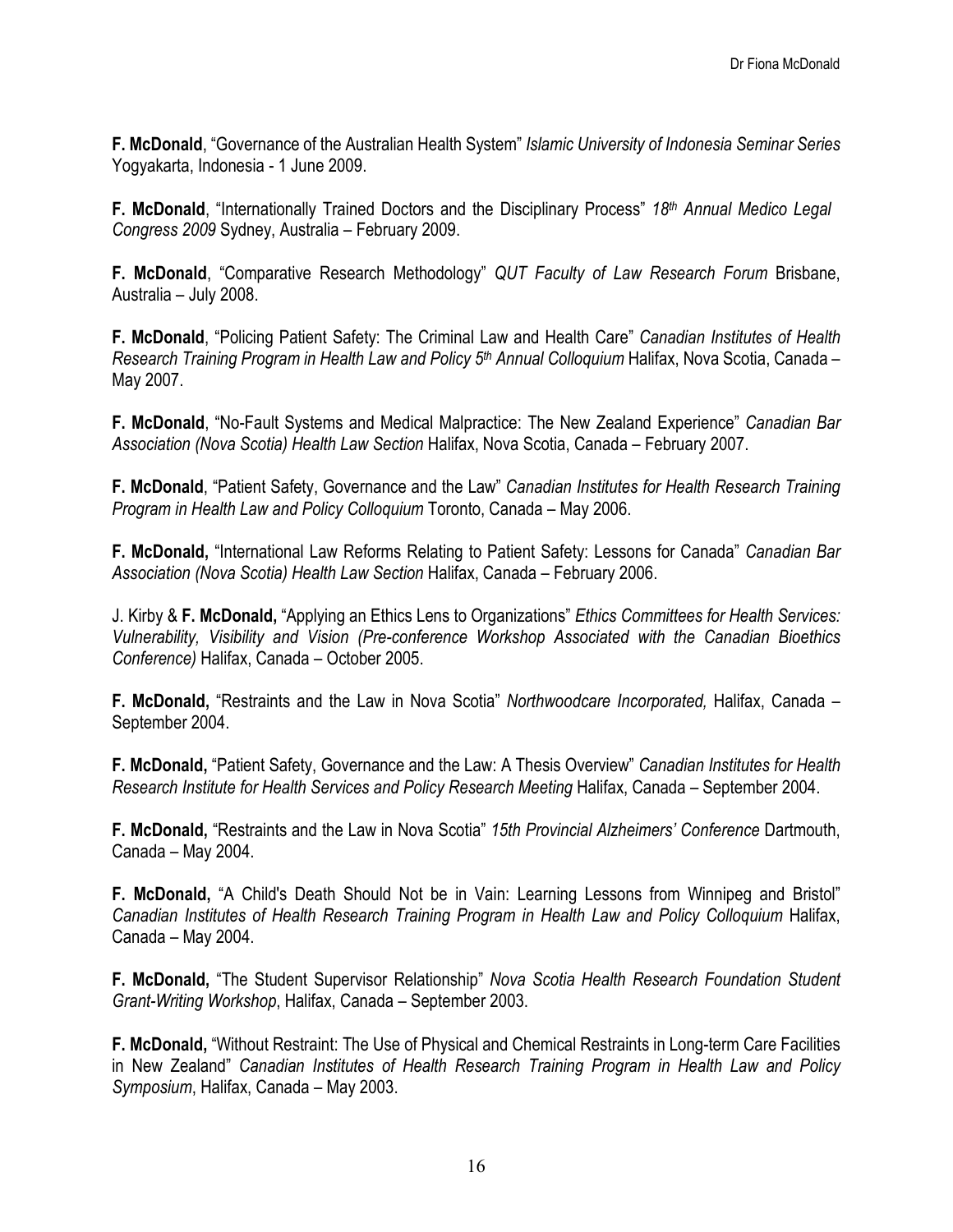**F. McDonald**, "Governance of the Australian Health System" *Islamic University of Indonesia Seminar Series* Yogyakarta, Indonesia - 1 June 2009.

**F. McDonald**, "Internationally Trained Doctors and the Disciplinary Process" *18th Annual Medico Legal Congress 2009* Sydney, Australia – February 2009.

**F. McDonald**, "Comparative Research Methodology" *QUT Faculty of Law Research Forum* Brisbane, Australia – July 2008.

**F. McDonald**, "Policing Patient Safety: The Criminal Law and Health Care" *Canadian Institutes of Health Research Training Program in Health Law and Policy 5th Annual Colloquium* Halifax, Nova Scotia, Canada – May 2007.

**F. McDonald**, "No-Fault Systems and Medical Malpractice: The New Zealand Experience" *Canadian Bar Association (Nova Scotia) Health Law Section* Halifax, Nova Scotia, Canada – February 2007.

**F. McDonald**, "Patient Safety, Governance and the Law" *Canadian Institutes for Health Research Training Program in Health Law and Policy Colloquium* Toronto, Canada – May 2006.

**F. McDonald,** "International Law Reforms Relating to Patient Safety: Lessons for Canada" *Canadian Bar Association (Nova Scotia) Health Law Section* Halifax, Canada – February 2006.

J. Kirby & **F. McDonald,** "Applying an Ethics Lens to Organizations" *Ethics Committees for Health Services: Vulnerability, Visibility and Vision (Pre-conference Workshop Associated with the Canadian Bioethics Conference)* Halifax, Canada – October 2005.

**F. McDonald,** "Restraints and the Law in Nova Scotia" *Northwoodcare Incorporated,* Halifax, Canada – September 2004.

**F. McDonald,** "Patient Safety, Governance and the Law: A Thesis Overview" *Canadian Institutes for Health Research Institute for Health Services and Policy Research Meeting* Halifax, Canada – September 2004.

**F. McDonald,** "Restraints and the Law in Nova Scotia" *15th Provincial Alzheimers' Conference* Dartmouth, Canada – May 2004.

**F. McDonald,** "A Child's Death Should Not be in Vain: Learning Lessons from Winnipeg and Bristol" *Canadian Institutes of Health Research Training Program in Health Law and Policy Colloquium* Halifax, Canada – May 2004.

**F. McDonald,** "The Student Supervisor Relationship" *Nova Scotia Health Research Foundation Student Grant-Writing Workshop*, Halifax, Canada – September 2003.

**F. McDonald,** "Without Restraint: The Use of Physical and Chemical Restraints in Long-term Care Facilities in New Zealand" *Canadian Institutes of Health Research Training Program in Health Law and Policy Symposium*, Halifax, Canada – May 2003.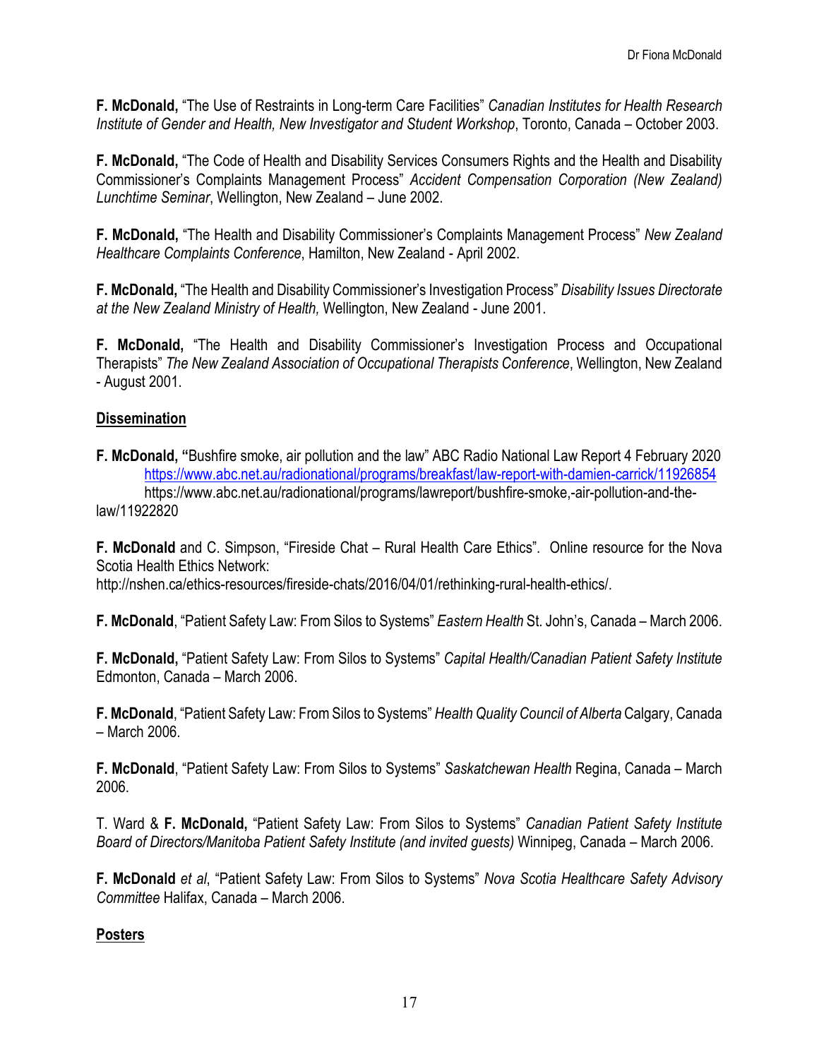**F. McDonald,** "The Use of Restraints in Long-term Care Facilities" *Canadian Institutes for Health Research Institute of Gender and Health, New Investigator and Student Workshop*, Toronto, Canada – October 2003.

**F. McDonald,** "The Code of Health and Disability Services Consumers Rights and the Health and Disability Commissioner's Complaints Management Process" *Accident Compensation Corporation (New Zealand) Lunchtime Seminar*, Wellington, New Zealand – June 2002.

**F. McDonald,** "The Health and Disability Commissioner's Complaints Management Process" *New Zealand Healthcare Complaints Conference*, Hamilton, New Zealand - April 2002.

**F. McDonald,** "The Health and Disability Commissioner's Investigation Process" *Disability Issues Directorate at the New Zealand Ministry of Health,* Wellington, New Zealand - June 2001.

**F. McDonald,** "The Health and Disability Commissioner's Investigation Process and Occupational Therapists" *The New Zealand Association of Occupational Therapists Conference*, Wellington, New Zealand - August 2001.

## Dissemination

**F. McDonald, "**Bushfire smoke, air pollution and the law" ABC Radio National Law Report 4 February 2020 https://www.abc.net.au/radionational/programs/breakfast/law-report-with-damien-carrick/11926854 https://www.abc.net.au/radionational/programs/lawreport/bushfire-smoke,-air-pollution-and-the-law/11922820

**F. McDonald** and C. Simpson, "Fireside Chat – Rural Health Care Ethics". Online resource for the Nova Scotia Health Ethics Network: http://nshen.ca/ethics-resources/fireside-chats/2016/04/01/rethinking-rural-health-ethics/.

**F. McDonald**, "Patient Safety Law: From Silos to Systems" *Eastern Health* St. John's, Canada – March 2006.

**F. McDonald,** "Patient Safety Law: From Silos to Systems" *Capital Health/Canadian Patient Safety Institute* Edmonton, Canada – March 2006.

**F. McDonald**, "Patient Safety Law: From Silos to Systems" *Health Quality Council of Alberta* Calgary, Canada – March 2006.

**F. McDonald**, "Patient Safety Law: From Silos to Systems" *Saskatchewan Health* Regina, Canada – March 2006.

T. Ward & **F. McDonald,** "Patient Safety Law: From Silos to Systems" *Canadian Patient Safety Institute Board of Directors/Manitoba Patient Safety Institute (and invited guests)* Winnipeg, Canada – March 2006.

**F. McDonald** *et al*, "Patient Safety Law: From Silos to Systems" *Nova Scotia Healthcare Safety Advisory Committee* Halifax, Canada – March 2006.

## Posters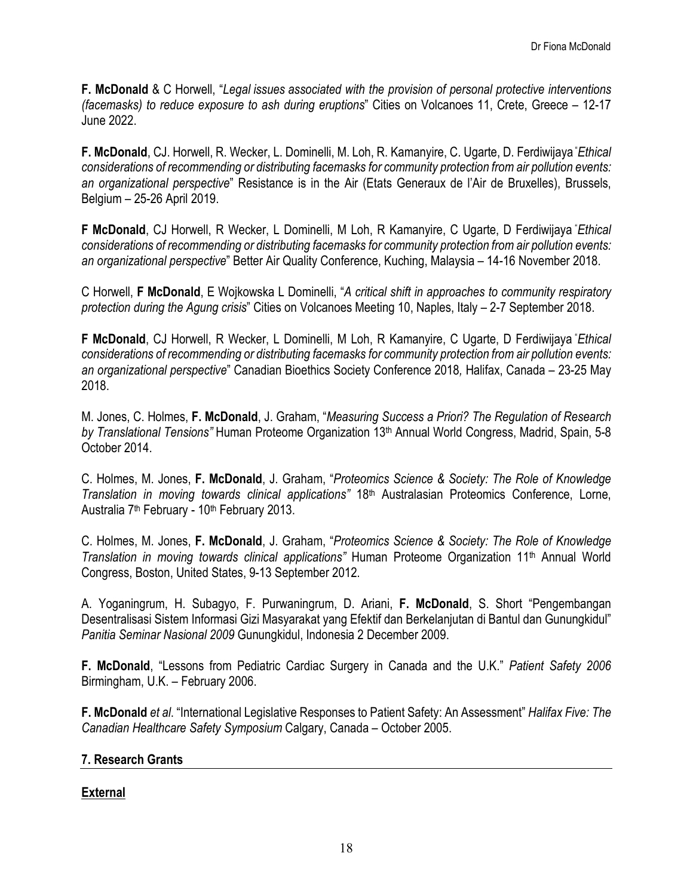**F. McDonald** & C Horwell, "*Legal issues associated with the provision of personal protective interventions (facemasks) to reduce exposure to ash during eruptions*" Cities on Volcanoes 11, Crete, Greece – 12-17 June 2022.

**F. McDonald**, CJ. Horwell, R. Wecker, L. Dominelli, M. Loh, R. Kamanyire, C. Ugarte, D. Ferdiwijaya "*Ethical considerations of recommending or distributing facemasks for community protection from air pollution events: an organizational perspective*" Resistance is in the Air (Etats Generaux de l'Air de Bruxelles), Brussels, Belgium – 25-26 April 2019.

**F McDonald**, CJ Horwell, R Wecker, L Dominelli, M Loh, R Kamanyire, C Ugarte, D Ferdiwijaya "*Ethical considerations of recommending or distributing facemasks for community protection from air pollution events: an organizational perspective*" Better Air Quality Conference, Kuching, Malaysia – 14-16 November 2018.

C Horwell, **F McDonald**, E Wojkowska L Dominelli, "*A critical shift in approaches to community respiratory protection during the Agung crisis*" Cities on Volcanoes Meeting 10, Naples, Italy – 2-7 September 2018.

**F McDonald**, CJ Horwell, R Wecker, L Dominelli, M Loh, R Kamanyire, C Ugarte, D Ferdiwijaya "*Ethical considerations of recommending or distributing facemasks for community protection from air pollution events: an organizational perspective*" Canadian Bioethics Society Conference 2018*,* Halifax, Canada – 23-25 May 2018.

M. Jones, C. Holmes, **F. McDonald**, J. Graham, "*Measuring Success a Priori? The Regulation of Research by Translational Tensions"* Human Proteome Organization 13th Annual World Congress, Madrid, Spain, 5-8 October 2014.

C. Holmes, M. Jones, **F. McDonald**, J. Graham, "*Proteomics Science & Society: The Role of Knowledge Translation in moving towards clinical applications"* 18th Australasian Proteomics Conference, Lorne, Australia 7th February - 10th February 2013.

C. Holmes, M. Jones, **F. McDonald**, J. Graham, "*Proteomics Science & Society: The Role of Knowledge Translation in moving towards clinical applications"* Human Proteome Organization 11th Annual World Congress, Boston, United States, 9-13 September 2012.

A. Yoganingrum, H. Subagyo, F. Purwaningrum, D. Ariani, **F. McDonald**, S. Short "Pengembangan Desentralisasi Sistem Informasi Gizi Masyarakat yang Efektif dan Berkelanjutan di Bantul dan Gunungkidul" *Panitia Seminar Nasional 2009* Gunungkidul, Indonesia 2 December 2009.

**F. McDonald**, "Lessons from Pediatric Cardiac Surgery in Canada and the U.K." *Patient Safety 2006* Birmingham, U.K. – February 2006.

**F. McDonald** *et al*. "International Legislative Responses to Patient Safety: An Assessment" *Halifax Five: The Canadian Healthcare Safety Symposium* Calgary, Canada – October 2005.

## 7. Research Grants

### External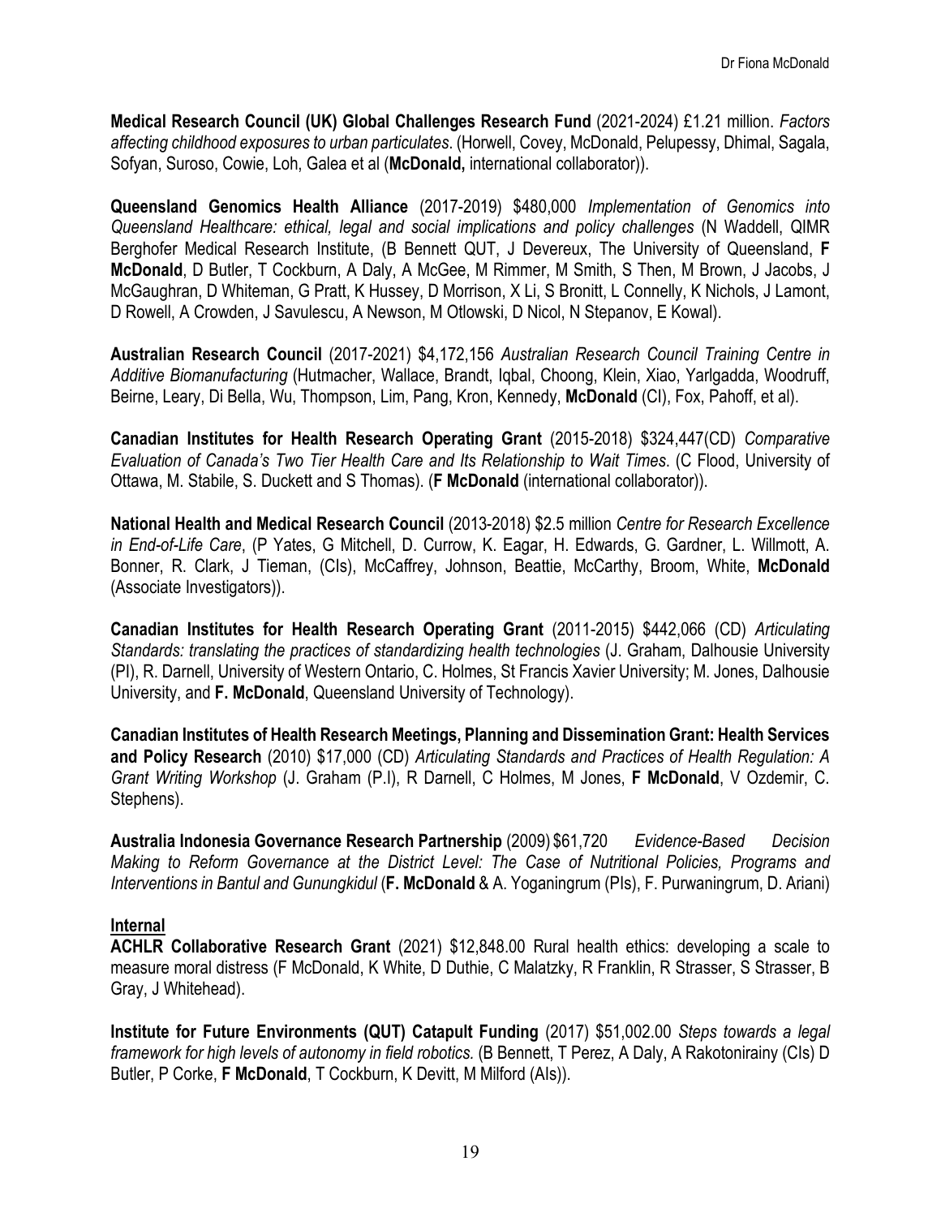**Medical Research Council (UK) Global Challenges Research Fund** (2021-2024) £1.21 million. *Factors affecting childhood exposures to urban particulates*. (Horwell, Covey, McDonald, Pelupessy, Dhimal, Sagala, Sofyan, Suroso, Cowie, Loh, Galea et al (**McDonald,** international collaborator)).

**Queensland Genomics Health Alliance** (2017-2019) $480,000 *Implementation of Genomics into Queensland Healthcare: ethical, legal and social implications and policy challenges* (N Waddell, QIMR Berghofer Medical Research Institute, (B Bennett QUT, J Devereux, The University of Queensland, **F McDonald**, D Butler, T Cockburn, A Daly, A McGee, M Rimmer, M Smith, S Then, M Brown, J Jacobs, J McGaughran, D Whiteman, G Pratt, K Hussey, D Morrison, X Li, S Bronitt, L Connelly, K Nichols, J Lamont, D Rowell, A Crowden, J Savulescu, A Newson, M Otlowski, D Nicol, N Stepanov, E Kowal).

**Australian Research Council** (2017-2021) $4,172,156 *Australian Research Council Training Centre in Additive Biomanufacturing* (Hutmacher, Wallace, Brandt, Iqbal, Choong, Klein, Xiao, Yarlgadda, Woodruff, Beirne, Leary, Di Bella, Wu, Thompson, Lim, Pang, Kron, Kennedy, **McDonald** (CI), Fox, Pahoff, et al).

**Canadian Institutes for Health Research Operating Grant** (2015-2018) $324,447(CD) *Comparative Evaluation of Canada's Two Tier Health Care and Its Relationship to Wait Times*. (C Flood, University of Ottawa, M. Stabile, S. Duckett and S Thomas). (**F McDonald** (international collaborator)).

**National Health and Medical Research Council** (2013-2018) $2.5 million *Centre for Research Excellence in End-of-Life Care*, (P Yates, G Mitchell, D. Currow, K. Eagar, H. Edwards, G. Gardner, L. Willmott, A. Bonner, R. Clark, J Tieman, (CIs), McCaffrey, Johnson, Beattie, McCarthy, Broom, White, **McDonald** (Associate Investigators)).

**Canadian Institutes for Health Research Operating Grant** (2011-2015) $442,066 (CD) *Articulating Standards: translating the practices of standardizing health technologies* (J. Graham, Dalhousie University (PI), R. Darnell, University of Western Ontario, C. Holmes, St Francis Xavier University; M. Jones, Dalhousie University, and **F. McDonald**, Queensland University of Technology).

**Canadian Institutes of Health Research Meetings, Planning and Dissemination Grant: Health Services and Policy Research** (2010) $17,000 (CD) *Articulating Standards and Practices of Health Regulation: A Grant Writing Workshop* (J. Graham (P.I), R Darnell, C Holmes, M Jones, **F McDonald**, V Ozdemir, C. Stephens).

**Australia Indonesia Governance Research Partnership** (2009) $61,720 *Evidence-Based Decision Making to Reform Governance at the District Level: The Case of Nutritional Policies, Programs and Interventions in Bantul and Gunungkidul* (**F. McDonald** & A. Yoganingrum (PIs), F. Purwaningrum, D. Ariani)

**Internal**

**ACHLR Collaborative Research Grant** (2021) $12,848.00 Rural health ethics: developing a scale to measure moral distress (F McDonald, K White, D Duthie, C Malatzky, R Franklin, R Strasser, S Strasser, B Gray, J Whitehead).

**Institute for Future Environments (QUT) Catapult Funding** (2017) $51,002.00 *Steps towards a legal framework for high levels of autonomy in field robotics.* (B Bennett, T Perez, A Daly, A Rakotonirainy (CIs) D Butler, P Corke, **F McDonald**, T Cockburn, K Devitt, M Milford (AIs)).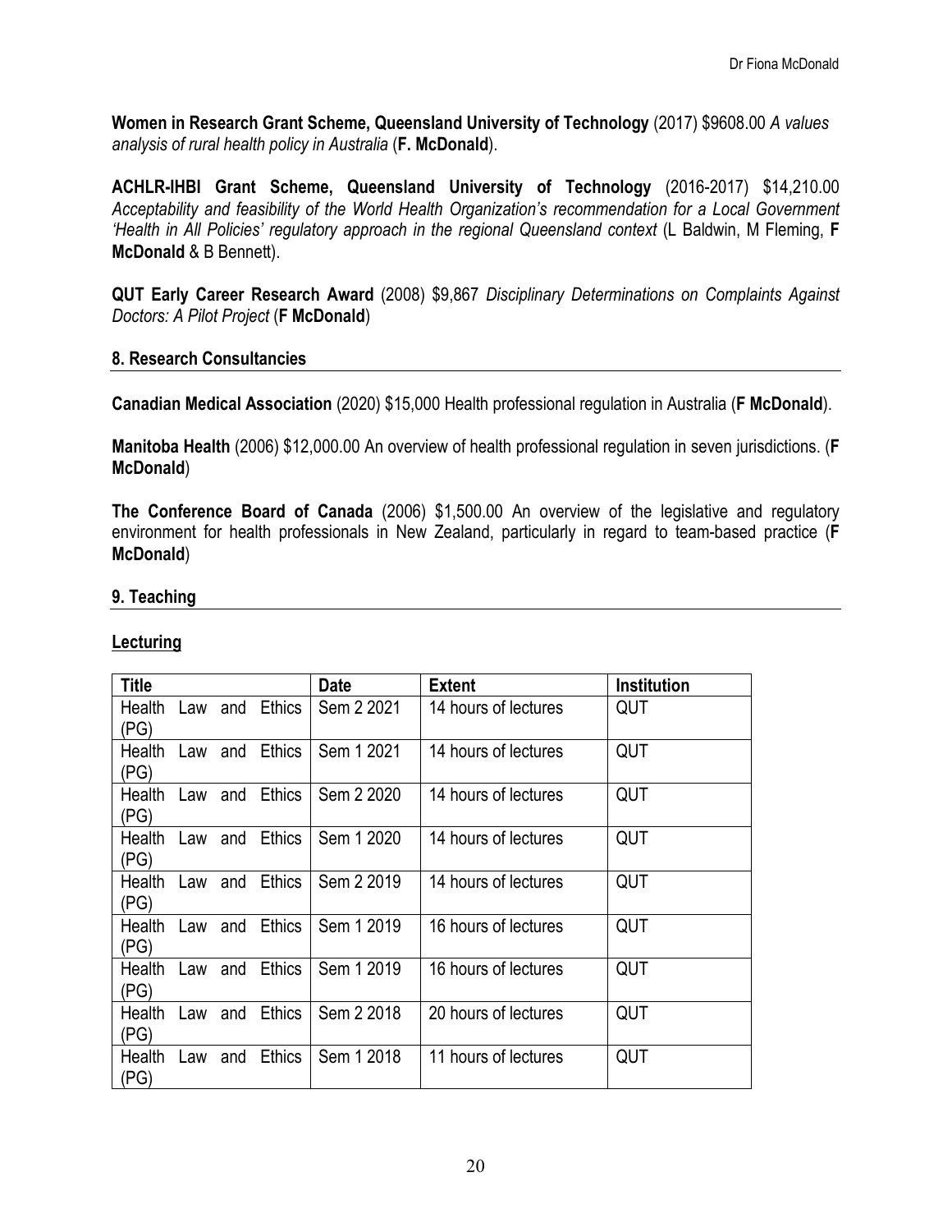**Women in Research Grant Scheme, Queensland University of Technology** (2017) $9608.00 *A values analysis of rural health policy in Australia* (**F. McDonald**).

**ACHLR-IHBI Grant Scheme, Queensland University of Technology** (2016-2017) $14,210.00 *Acceptability and feasibility of the World Health Organization's recommendation for a Local Government 'Health in All Policies' regulatory approach in the regional Queensland context* (L Baldwin, M Fleming, **F McDonald** & B Bennett).

**QUT Early Career Research Award** (2008) $9,867 *Disciplinary Determinations on Complaints Against Doctors: A Pilot Project* (**F McDonald**)

## 8. Research Consultancies

**Canadian Medical Association** (2020) $15,000 Health professional regulation in Australia (**F McDonald**).

**Manitoba Health** (2006) $12,000.00 An overview of health professional regulation in seven jurisdictions. (**F McDonald**)

**The Conference Board of Canada** (2006) $1,500.00 An overview of the legislative and regulatory environment for health professionals in New Zealand, particularly in regard to team-based practice (**F McDonald**)

## 9. Teaching

### Lecturing

| Title | Date | Extent | Institution |
|---|---|---|---|
| Health Law and Ethics (PG) | Sem 2 2021 | 14 hours of lectures | QUT |
| Health Law and Ethics (PG) | Sem 1 2021 | 14 hours of lectures | QUT |
| Health Law and Ethics (PG) | Sem 2 2020 | 14 hours of lectures | QUT |
| Health Law and Ethics (PG) | Sem 1 2020 | 14 hours of lectures | QUT |
| Health Law and Ethics (PG) | Sem 2 2019 | 14 hours of lectures | QUT |
| Health Law and Ethics (PG) | Sem 1 2019 | 16 hours of lectures | QUT |
| Health Law and Ethics (PG) | Sem 1 2019 | 16 hours of lectures | QUT |
| Health Law and Ethics (PG) | Sem 2 2018 | 20 hours of lectures | QUT |
| Health Law and Ethics (PG) | Sem 1 2018 | 11 hours of lectures | QUT |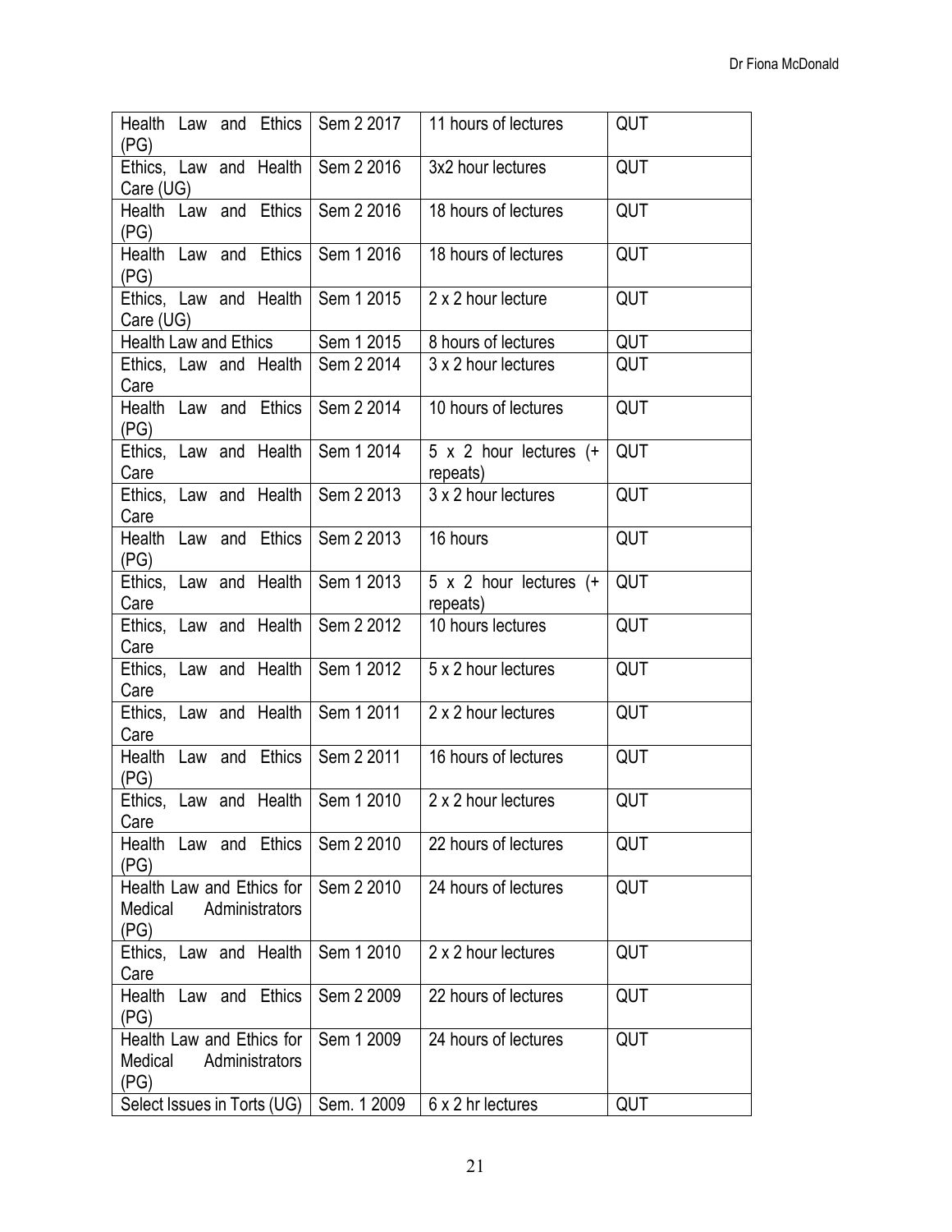| Health Law and Ethics (PG) | Sem 2 2017 | 11 hours of lectures | QUT |
|---|---|---|---|
| Ethics, Law and Health Care (UG) | Sem 2 2016 | 3x2 hour lectures | QUT |
| Health Law and Ethics (PG) | Sem 2 2016 | 18 hours of lectures | QUT |
| Health Law and Ethics (PG) | Sem 1 2016 | 18 hours of lectures | QUT |
| Ethics, Law and Health Care (UG) | Sem 1 2015 | 2 x 2 hour lecture | QUT |
| Health Law and Ethics | Sem 1 2015 | 8 hours of lectures | QUT |
| Ethics, Law and Health Care | Sem 2 2014 | 3 x 2 hour lectures | QUT |
| Health Law and Ethics (PG) | Sem 2 2014 | 10 hours of lectures | QUT |
| Ethics, Law and Health Care | Sem 1 2014 | 5 x 2 hour lectures (+ repeats) | QUT |
| Ethics, Law and Health Care | Sem 2 2013 | 3 x 2 hour lectures | QUT |
| Health Law and Ethics (PG) | Sem 2 2013 | 16 hours | QUT |
| Ethics, Law and Health Care | Sem 1 2013 | 5 x 2 hour lectures (+ repeats) | QUT |
| Ethics, Law and Health Care | Sem 2 2012 | 10 hours lectures | QUT |
| Ethics, Law and Health Care | Sem 1 2012 | 5 x 2 hour lectures | QUT |
| Ethics, Law and Health Care | Sem 1 2011 | 2 x 2 hour lectures | QUT |
| Health Law and Ethics (PG) | Sem 2 2011 | 16 hours of lectures | QUT |
| Ethics, Law and Health Care | Sem 1 2010 | 2 x 2 hour lectures | QUT |
| Health Law and Ethics (PG) | Sem 2 2010 | 22 hours of lectures | QUT |
| Health Law and Ethics for Medical Administrators (PG) | Sem 2 2010 | 24 hours of lectures | QUT |
| Ethics, Law and Health Care | Sem 1 2010 | 2 x 2 hour lectures | QUT |
| Health Law and Ethics (PG) | Sem 2 2009 | 22 hours of lectures | QUT |
| Health Law and Ethics for Medical Administrators (PG) | Sem 1 2009 | 24 hours of lectures | QUT |
| Select Issues in Torts (UG) | Sem. 1 2009 | 6 x 2 hr lectures | QUT |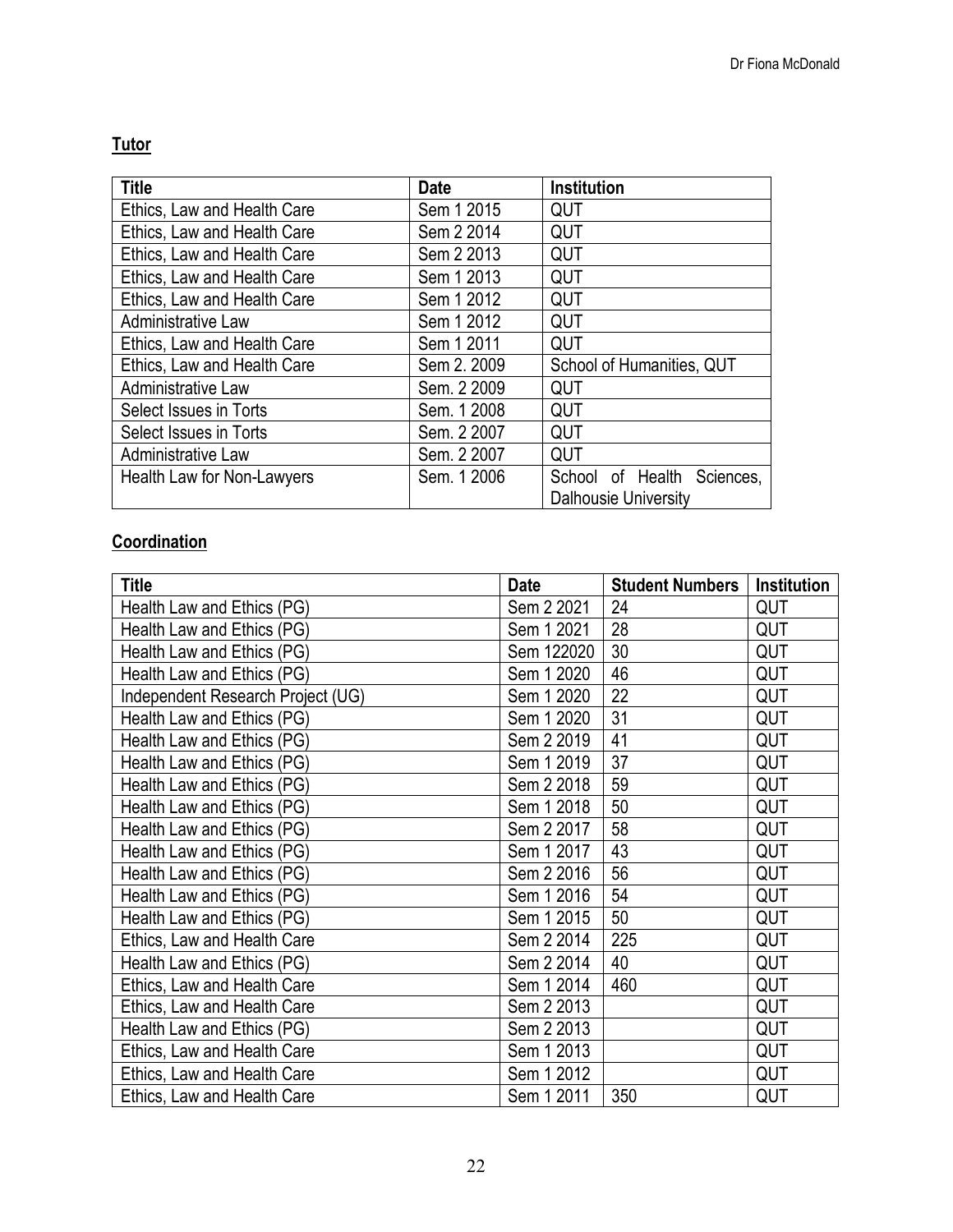**Tutor**

| Title | Date | Institution |
|---|---|---|
| Ethics, Law and Health Care | Sem 1 2015 | QUT |
| Ethics, Law and Health Care | Sem 2 2014 | QUT |
| Ethics, Law and Health Care | Sem 2 2013 | QUT |
| Ethics, Law and Health Care | Sem 1 2013 | QUT |
| Ethics, Law and Health Care | Sem 1 2012 | QUT |
| Administrative Law | Sem 1 2012 | QUT |
| Ethics, Law and Health Care | Sem 1 2011 | QUT |
| Ethics, Law and Health Care | Sem 2. 2009 | School of Humanities, QUT |
| Administrative Law | Sem. 2 2009 | QUT |
| Select Issues in Torts | Sem. 1 2008 | QUT |
| Select Issues in Torts | Sem. 2 2007 | QUT |
| Administrative Law | Sem. 2 2007 | QUT |
| Health Law for Non-Lawyers | Sem. 1 2006 | School of Health Sciences, Dalhousie University |

**Coordination**

| Title | Date | Student Numbers | Institution |
|---|---|---|---|
| Health Law and Ethics (PG) | Sem 2 2021 | 24 | QUT |
| Health Law and Ethics (PG) | Sem 1 2021 | 28 | QUT |
| Health Law and Ethics (PG) | Sem 122020 | 30 | QUT |
| Health Law and Ethics (PG) | Sem 1 2020 | 46 | QUT |
| Independent Research Project (UG) | Sem 1 2020 | 22 | QUT |
| Health Law and Ethics (PG) | Sem 1 2020 | 31 | QUT |
| Health Law and Ethics (PG) | Sem 2 2019 | 41 | QUT |
| Health Law and Ethics (PG) | Sem 1 2019 | 37 | QUT |
| Health Law and Ethics (PG) | Sem 2 2018 | 59 | QUT |
| Health Law and Ethics (PG) | Sem 1 2018 | 50 | QUT |
| Health Law and Ethics (PG) | Sem 2 2017 | 58 | QUT |
| Health Law and Ethics (PG) | Sem 1 2017 | 43 | QUT |
| Health Law and Ethics (PG) | Sem 2 2016 | 56 | QUT |
| Health Law and Ethics (PG) | Sem 1 2016 | 54 | QUT |
| Health Law and Ethics (PG) | Sem 1 2015 | 50 | QUT |
| Ethics, Law and Health Care | Sem 2 2014 | 225 | QUT |
| Health Law and Ethics (PG) | Sem 2 2014 | 40 | QUT |
| Ethics, Law and Health Care | Sem 1 2014 | 460 | QUT |
| Ethics, Law and Health Care | Sem 2 2013 | | QUT |
| Health Law and Ethics (PG) | Sem 2 2013 | | QUT |
| Ethics, Law and Health Care | Sem 1 2013 | | QUT |
| Ethics, Law and Health Care | Sem 1 2012 | | QUT |
| Ethics, Law and Health Care | Sem 1 2011 | 350 | QUT |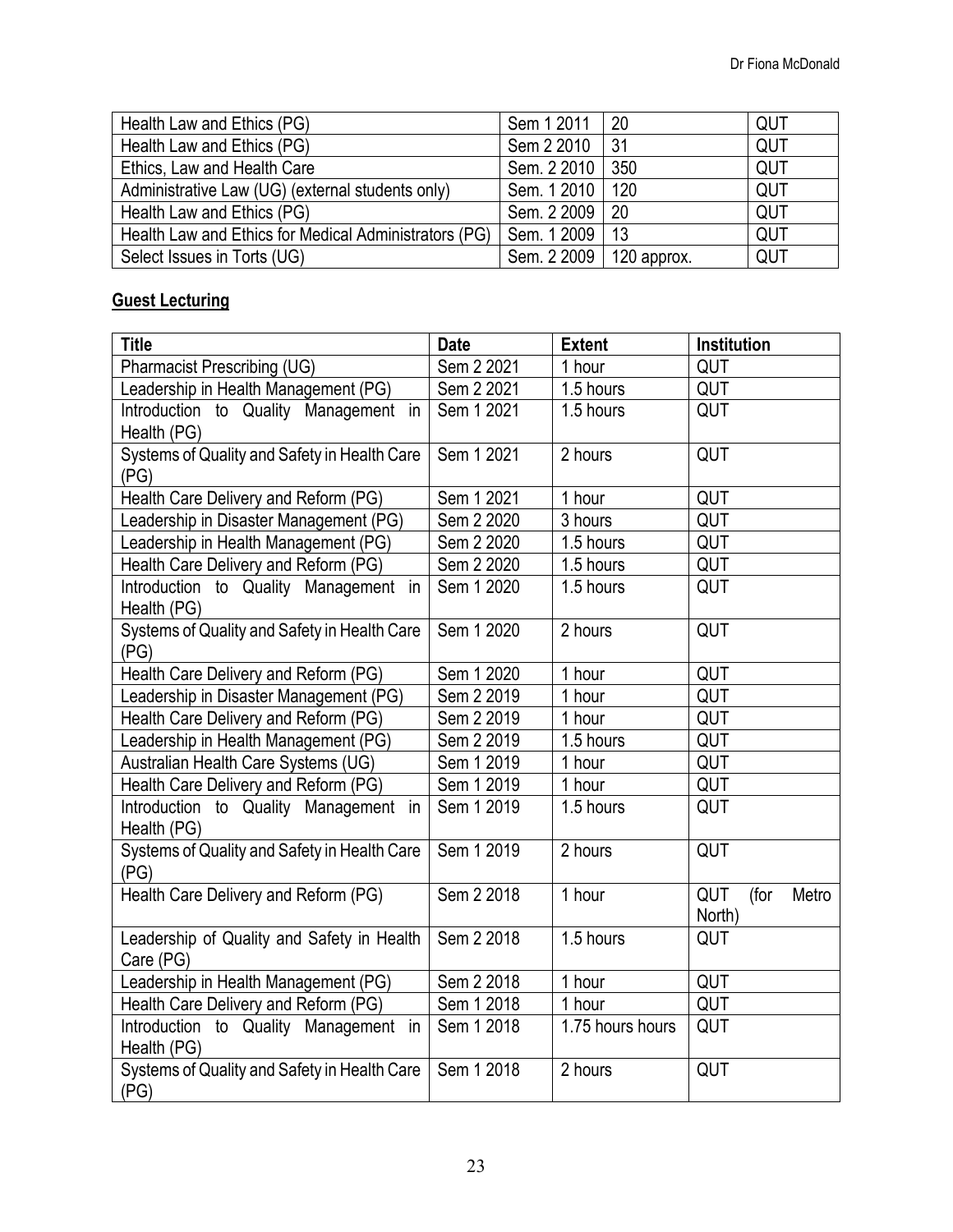| | | | |
|---|---|---|---|
| Health Law and Ethics (PG) | Sem 1 2011 | 20 | QUT |
| Health Law and Ethics (PG) | Sem 2 2010 | 31 | QUT |
| Ethics, Law and Health Care | Sem. 2 2010 | 350 | QUT |
| Administrative Law (UG) (external students only) | Sem. 1 2010 | 120 | QUT |
| Health Law and Ethics (PG) | Sem. 2 2009 | 20 | QUT |
| Health Law and Ethics for Medical Administrators (PG) | Sem. 1 2009 | 13 | QUT |
| Select Issues in Torts (UG) | Sem. 2 2009 | 120 approx. | QUT |

**Guest Lecturing**

| Title | Date | Extent | Institution |
|---|---|---|---|
| Pharmacist Prescribing (UG) | Sem 2 2021 | 1 hour | QUT |
| Leadership in Health Management (PG) | Sem 2 2021 | 1.5 hours | QUT |
| Introduction to Quality Management in Health (PG) | Sem 1 2021 | 1.5 hours | QUT |
| Systems of Quality and Safety in Health Care (PG) | Sem 1 2021 | 2 hours | QUT |
| Health Care Delivery and Reform (PG) | Sem 1 2021 | 1 hour | QUT |
| Leadership in Disaster Management (PG) | Sem 2 2020 | 3 hours | QUT |
| Leadership in Health Management (PG) | Sem 2 2020 | 1.5 hours | QUT |
| Health Care Delivery and Reform (PG) | Sem 2 2020 | 1.5 hours | QUT |
| Introduction to Quality Management in Health (PG) | Sem 1 2020 | 1.5 hours | QUT |
| Systems of Quality and Safety in Health Care (PG) | Sem 1 2020 | 2 hours | QUT |
| Health Care Delivery and Reform (PG) | Sem 1 2020 | 1 hour | QUT |
| Leadership in Disaster Management (PG) | Sem 2 2019 | 1 hour | QUT |
| Health Care Delivery and Reform (PG) | Sem 2 2019 | 1 hour | QUT |
| Leadership in Health Management (PG) | Sem 2 2019 | 1.5 hours | QUT |
| Australian Health Care Systems (UG) | Sem 1 2019 | 1 hour | QUT |
| Health Care Delivery and Reform (PG) | Sem 1 2019 | 1 hour | QUT |
| Introduction to Quality Management in Health (PG) | Sem 1 2019 | 1.5 hours | QUT |
| Systems of Quality and Safety in Health Care (PG) | Sem 1 2019 | 2 hours | QUT |
| Health Care Delivery and Reform (PG) | Sem 2 2018 | 1 hour | QUT (for Metro North) |
| Leadership of Quality and Safety in Health Care (PG) | Sem 2 2018 | 1.5 hours | QUT |
| Leadership in Health Management (PG) | Sem 2 2018 | 1 hour | QUT |
| Health Care Delivery and Reform (PG) | Sem 1 2018 | 1 hour | QUT |
| Introduction to Quality Management in Health (PG) | Sem 1 2018 | 1.75 hours hours | QUT |
| Systems of Quality and Safety in Health Care (PG) | Sem 1 2018 | 2 hours | QUT |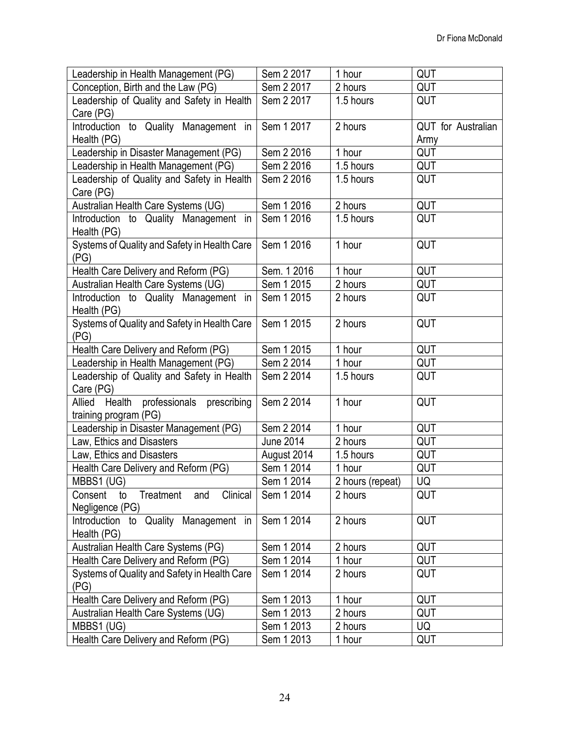| Leadership in Health Management (PG) | Sem 2 2017 | 1 hour | QUT |
|---|---|---|---|
| Conception, Birth and the Law (PG) | Sem 2 2017 | 2 hours | QUT |
| Leadership of Quality and Safety in Health Care (PG) | Sem 2 2017 | 1.5 hours | QUT |
| Introduction to Quality Management in Health (PG) | Sem 1 2017 | 2 hours | QUT for Australian Army |
| Leadership in Disaster Management (PG) | Sem 2 2016 | 1 hour | QUT |
| Leadership in Health Management (PG) | Sem 2 2016 | 1.5 hours | QUT |
| Leadership of Quality and Safety in Health Care (PG) | Sem 2 2016 | 1.5 hours | QUT |
| Australian Health Care Systems (UG) | Sem 1 2016 | 2 hours | QUT |
| Introduction to Quality Management in Health (PG) | Sem 1 2016 | 1.5 hours | QUT |
| Systems of Quality and Safety in Health Care (PG) | Sem 1 2016 | 1 hour | QUT |
| Health Care Delivery and Reform (PG) | Sem. 1 2016 | 1 hour | QUT |
| Australian Health Care Systems (UG) | Sem 1 2015 | 2 hours | QUT |
| Introduction to Quality Management in Health (PG) | Sem 1 2015 | 2 hours | QUT |
| Systems of Quality and Safety in Health Care (PG) | Sem 1 2015 | 2 hours | QUT |
| Health Care Delivery and Reform (PG) | Sem 1 2015 | 1 hour | QUT |
| Leadership in Health Management (PG) | Sem 2 2014 | 1 hour | QUT |
| Leadership of Quality and Safety in Health Care (PG) | Sem 2 2014 | 1.5 hours | QUT |
| Allied Health professionals prescribing training program (PG) | Sem 2 2014 | 1 hour | QUT |
| Leadership in Disaster Management (PG) | Sem 2 2014 | 1 hour | QUT |
| Law, Ethics and Disasters | June 2014 | 2 hours | QUT |
| Law, Ethics and Disasters | August 2014 | 1.5 hours | QUT |
| Health Care Delivery and Reform (PG) | Sem 1 2014 | 1 hour | QUT |
| MBBS1 (UG) | Sem 1 2014 | 2 hours (repeat) | UQ |
| Consent to Treatment and Clinical Negligence (PG) | Sem 1 2014 | 2 hours | QUT |
| Introduction to Quality Management in Health (PG) | Sem 1 2014 | 2 hours | QUT |
| Australian Health Care Systems (PG) | Sem 1 2014 | 2 hours | QUT |
| Health Care Delivery and Reform (PG) | Sem 1 2014 | 1 hour | QUT |
| Systems of Quality and Safety in Health Care (PG) | Sem 1 2014 | 2 hours | QUT |
| Health Care Delivery and Reform (PG) | Sem 1 2013 | 1 hour | QUT |
| Australian Health Care Systems (UG) | Sem 1 2013 | 2 hours | QUT |
| MBBS1 (UG) | Sem 1 2013 | 2 hours | UQ |
| Health Care Delivery and Reform (PG) | Sem 1 2013 | 1 hour | QUT |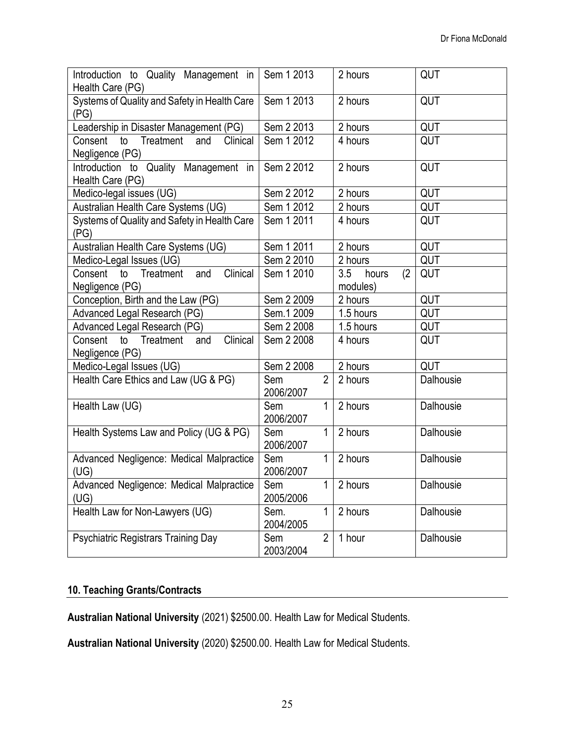| Introduction to Quality Management in Health Care (PG) | Sem 1 2013 | 2 hours | QUT |
|---|---|---|---|
| Systems of Quality and Safety in Health Care (PG) | Sem 1 2013 | 2 hours | QUT |
| Leadership in Disaster Management (PG) | Sem 2 2013 | 2 hours | QUT |
| Consent to Treatment and Clinical Negligence (PG) | Sem 1 2012 | 4 hours | QUT |
| Introduction to Quality Management in Health Care (PG) | Sem 2 2012 | 2 hours | QUT |
| Medico-legal issues (UG) | Sem 2 2012 | 2 hours | QUT |
| Australian Health Care Systems (UG) | Sem 1 2012 | 2 hours | QUT |
| Systems of Quality and Safety in Health Care (PG) | Sem 1 2011 | 4 hours | QUT |
| Australian Health Care Systems (UG) | Sem 1 2011 | 2 hours | QUT |
| Medico-Legal Issues (UG) | Sem 2 2010 | 2 hours | QUT |
| Consent to Treatment and Clinical Negligence (PG) | Sem 1 2010 | 3.5 hours (2 modules) | QUT |
| Conception, Birth and the Law (PG) | Sem 2 2009 | 2 hours | QUT |
| Advanced Legal Research (PG) | Sem.1 2009 | 1.5 hours | QUT |
| Advanced Legal Research (PG) | Sem 2 2008 | 1.5 hours | QUT |
| Consent to Treatment and Clinical Negligence (PG) | Sem 2 2008 | 4 hours | QUT |
| Medico-Legal Issues (UG) | Sem 2 2008 | 2 hours | QUT |
| Health Care Ethics and Law (UG & PG) | Sem 2 2006/2007 | 2 hours | Dalhousie |
| Health Law (UG) | Sem 1 2006/2007 | 2 hours | Dalhousie |
| Health Systems Law and Policy (UG & PG) | Sem 1 2006/2007 | 2 hours | Dalhousie |
| Advanced Negligence: Medical Malpractice (UG) | Sem 1 2006/2007 | 2 hours | Dalhousie |
| Advanced Negligence: Medical Malpractice (UG) | Sem 1 2005/2006 | 2 hours | Dalhousie |
| Health Law for Non-Lawyers (UG) | Sem. 1 2004/2005 | 2 hours | Dalhousie |
| Psychiatric Registrars Training Day | Sem 2 2003/2004 | 1 hour | Dalhousie |

## 10. Teaching Grants/Contracts

**Australian National University** (2021) $2500.00. Health Law for Medical Students.

**Australian National University** (2020) $2500.00. Health Law for Medical Students.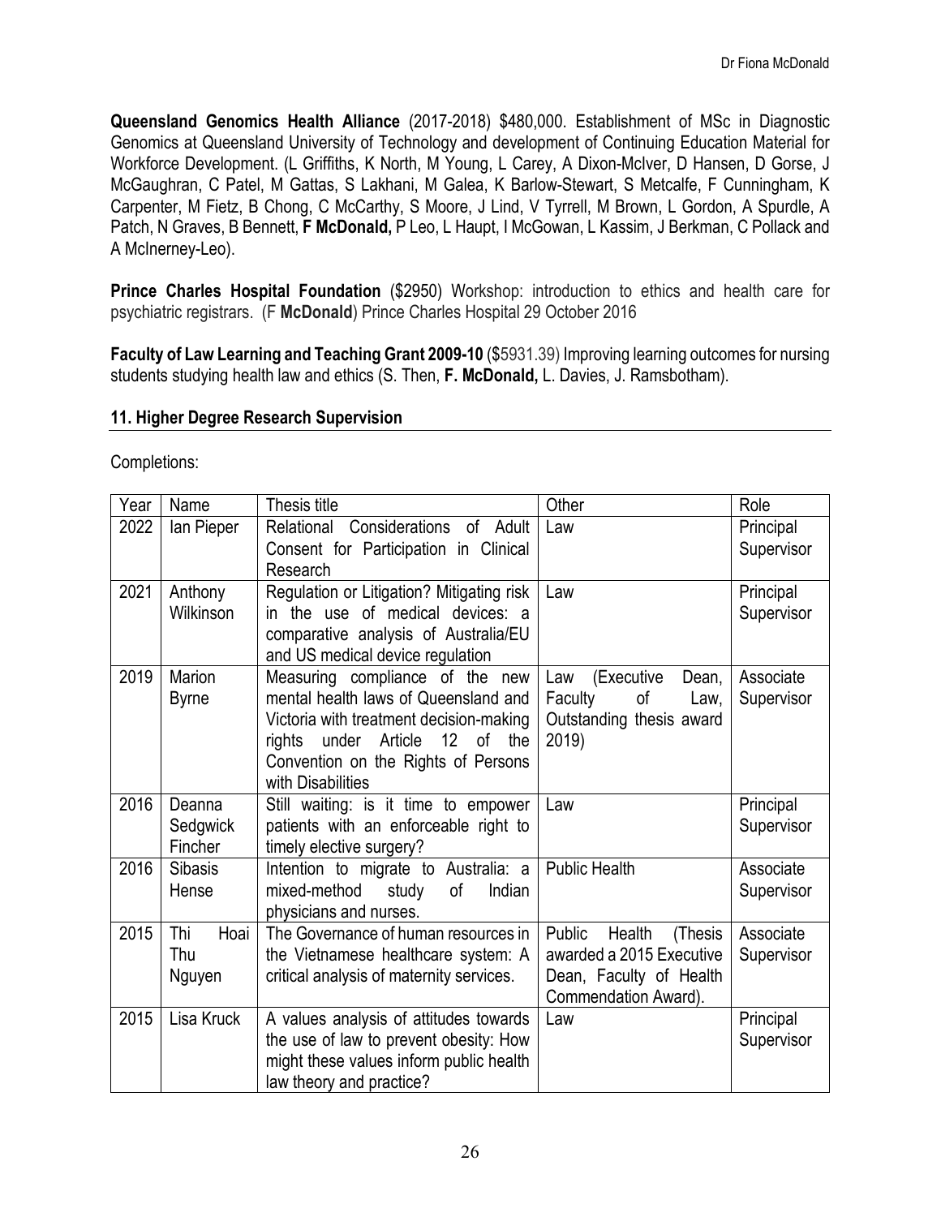**Queensland Genomics Health Alliance** (2017-2018) $480,000. Establishment of MSc in Diagnostic Genomics at Queensland University of Technology and development of Continuing Education Material for Workforce Development. (L Griffiths, K North, M Young, L Carey, A Dixon-McIver, D Hansen, D Gorse, J McGaughran, C Patel, M Gattas, S Lakhani, M Galea, K Barlow-Stewart, S Metcalfe, F Cunningham, K Carpenter, M Fietz, B Chong, C McCarthy, S Moore, J Lind, V Tyrrell, M Brown, L Gordon, A Spurdle, A Patch, N Graves, B Bennett, **F McDonald,** P Leo, L Haupt, I McGowan, L Kassim, J Berkman, C Pollack and A McInerney-Leo).

**Prince Charles Hospital Foundation** ($2950) Workshop: introduction to ethics and health care for psychiatric registrars. (F **McDonald**) Prince Charles Hospital 29 October 2016

**Faculty of Law Learning and Teaching Grant 2009-10** ($5931.39) Improving learning outcomes for nursing students studying health law and ethics (S. Then, **F. McDonald,** L. Davies, J. Ramsbotham).

## 11. Higher Degree Research Supervision

Completions:

| Year | Name | Thesis title | Other | Role |
|---|---|---|---|---|
| 2022 | Ian Pieper | Relational Considerations of Adult Consent for Participation in Clinical Research | Law | Principal Supervisor |
| 2021 | Anthony Wilkinson | Regulation or Litigation? Mitigating risk in the use of medical devices: a comparative analysis of Australia/EU and US medical device regulation | Law | Principal Supervisor |
| 2019 | Marion Byrne | Measuring compliance of the new mental health laws of Queensland and Victoria with treatment decision-making rights under Article 12 of the Convention on the Rights of Persons with Disabilities | Law (Executive Dean, Faculty of Law, Outstanding thesis award 2019) | Associate Supervisor |
| 2016 | Deanna Sedgwick Fincher | Still waiting: is it time to empower patients with an enforceable right to timely elective surgery? | Law | Principal Supervisor |
| 2016 | Sibasis Hense | Intention to migrate to Australia: a mixed-method study of Indian physicians and nurses. | Public Health | Associate Supervisor |
| 2015 | Thi Hoai Thu Nguyen | The Governance of human resources in the Vietnamese healthcare system: A critical analysis of maternity services. | Public Health (Thesis awarded a 2015 Executive Dean, Faculty of Health Commendation Award). | Associate Supervisor |
| 2015 | Lisa Kruck | A values analysis of attitudes towards the use of law to prevent obesity: How might these values inform public health law theory and practice? | Law | Principal Supervisor |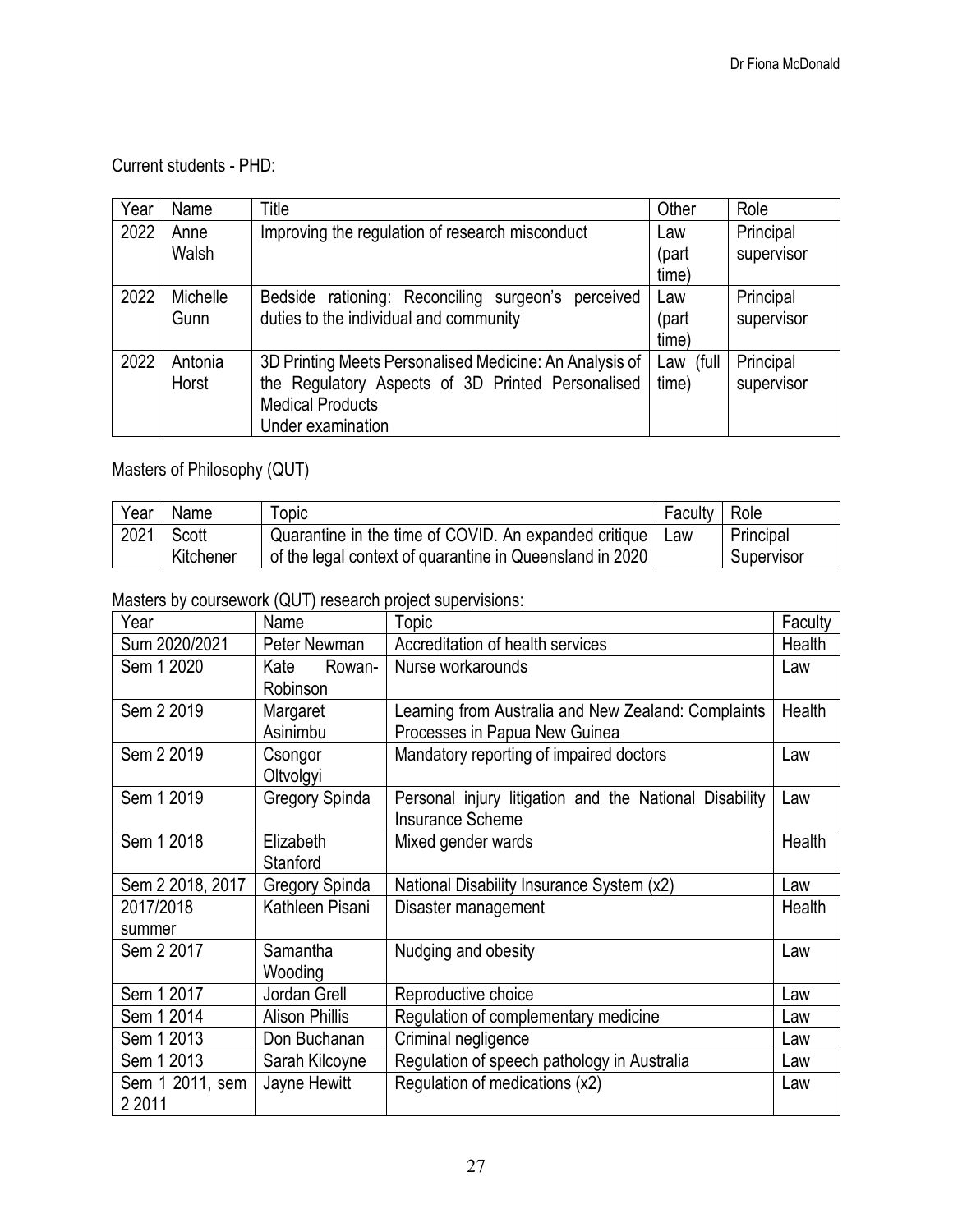Current students - PHD:

| Year | Name | Title | Other | Role |
|---|---|---|---|---|
| 2022 | Anne Walsh | Improving the regulation of research misconduct | Law (part time) | Principal supervisor |
| 2022 | Michelle Gunn | Bedside rationing: Reconciling surgeon's perceived duties to the individual and community | Law (part time) | Principal supervisor |
| 2022 | Antonia Horst | 3D Printing Meets Personalised Medicine: An Analysis of the Regulatory Aspects of 3D Printed Personalised Medical Products<br>Under examination | Law (full time) | Principal supervisor |

Masters of Philosophy (QUT)

| Year | Name | Topic | Faculty | Role |
|---|---|---|---|---|
| 2021 | Scott Kitchener | Quarantine in the time of COVID. An expanded critique of the legal context of quarantine in Queensland in 2020 | Law | Principal Supervisor |

Masters by coursework (QUT) research project supervisions:

| Year | Name | Topic | Faculty |
|---|---|---|---|
| Sum 2020/2021 | Peter Newman | Accreditation of health services | Health |
| Sem 1 2020 | Kate Rowan-Robinson | Nurse workarounds | Law |
| Sem 2 2019 | Margaret Asinimbu | Learning from Australia and New Zealand: Complaints Processes in Papua New Guinea | Health |
| Sem 2 2019 | Csongor Oltvolgyi | Mandatory reporting of impaired doctors | Law |
| Sem 1 2019 | Gregory Spinda | Personal injury litigation and the National Disability Insurance Scheme | Law |
| Sem 1 2018 | Elizabeth Stanford | Mixed gender wards | Health |
| Sem 2 2018, 2017 | Gregory Spinda | National Disability Insurance System (x2) | Law |
| 2017/2018 summer | Kathleen Pisani | Disaster management | Health |
| Sem 2 2017 | Samantha Wooding | Nudging and obesity | Law |
| Sem 1 2017 | Jordan Grell | Reproductive choice | Law |
| Sem 1 2014 | Alison Phillis | Regulation of complementary medicine | Law |
| Sem 1 2013 | Don Buchanan | Criminal negligence | Law |
| Sem 1 2013 | Sarah Kilcoyne | Regulation of speech pathology in Australia | Law |
| Sem 1 2011, sem 2 2011 | Jayne Hewitt | Regulation of medications (x2) | Law |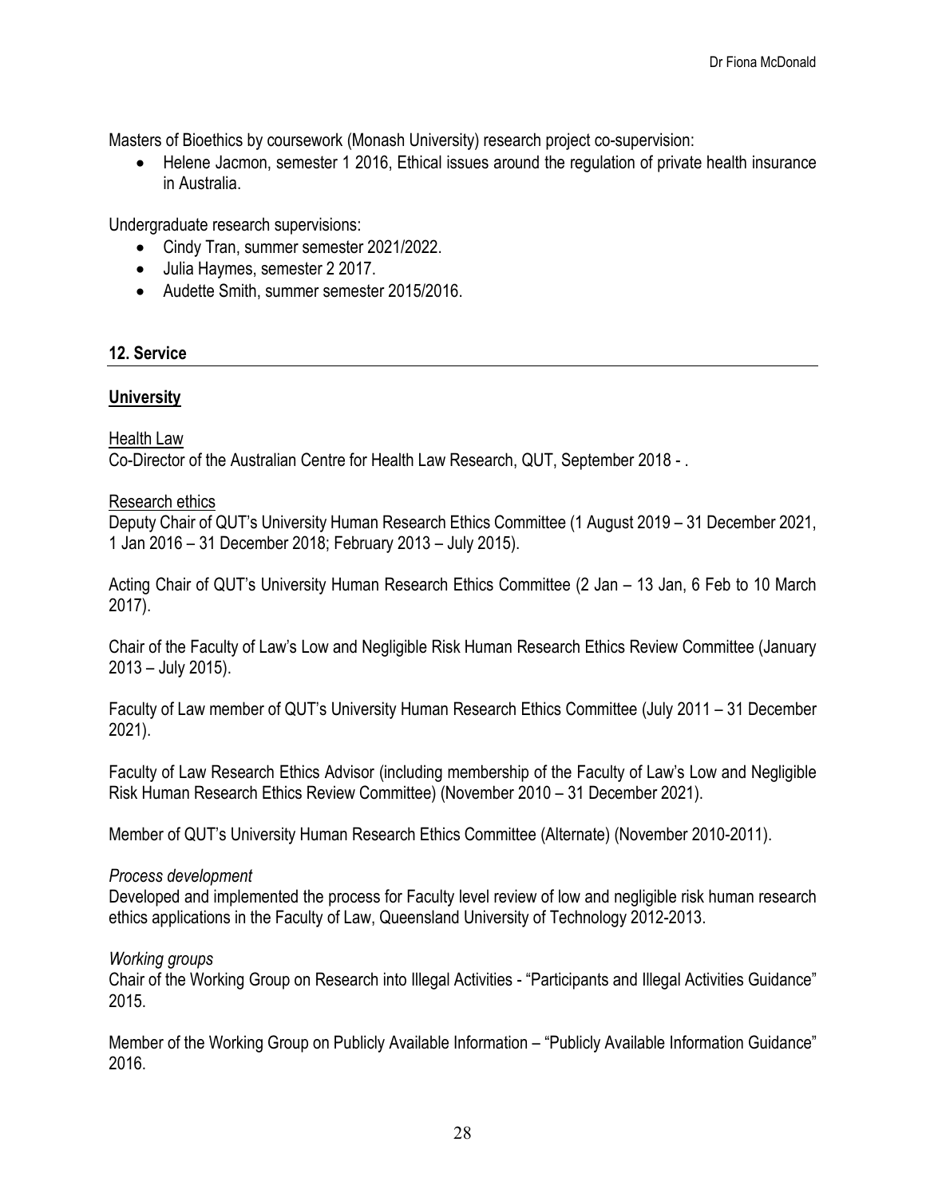Masters of Bioethics by coursework (Monash University) research project co-supervision:

- Helene Jacmon, semester 1 2016, Ethical issues around the regulation of private health insurance in Australia.

Undergraduate research supervisions:

- Cindy Tran, summer semester 2021/2022.
- Julia Haymes, semester 2 2017.
- Audette Smith, summer semester 2015/2016.

## 12. Service

### University

Health Law

Co-Director of the Australian Centre for Health Law Research, QUT, September 2018 - .

Research ethics

Deputy Chair of QUT's University Human Research Ethics Committee (1 August 2019 – 31 December 2021, 1 Jan 2016 – 31 December 2018; February 2013 – July 2015).

Acting Chair of QUT's University Human Research Ethics Committee (2 Jan – 13 Jan, 6 Feb to 10 March 2017).

Chair of the Faculty of Law's Low and Negligible Risk Human Research Ethics Review Committee (January 2013 – July 2015).

Faculty of Law member of QUT's University Human Research Ethics Committee (July 2011 – 31 December 2021).

Faculty of Law Research Ethics Advisor (including membership of the Faculty of Law's Low and Negligible Risk Human Research Ethics Review Committee) (November 2010 – 31 December 2021).

Member of QUT's University Human Research Ethics Committee (Alternate) (November 2010-2011).

*Process development*

Developed and implemented the process for Faculty level review of low and negligible risk human research ethics applications in the Faculty of Law, Queensland University of Technology 2012-2013.

*Working groups*

Chair of the Working Group on Research into Illegal Activities - "Participants and Illegal Activities Guidance" 2015.

Member of the Working Group on Publicly Available Information – "Publicly Available Information Guidance" 2016.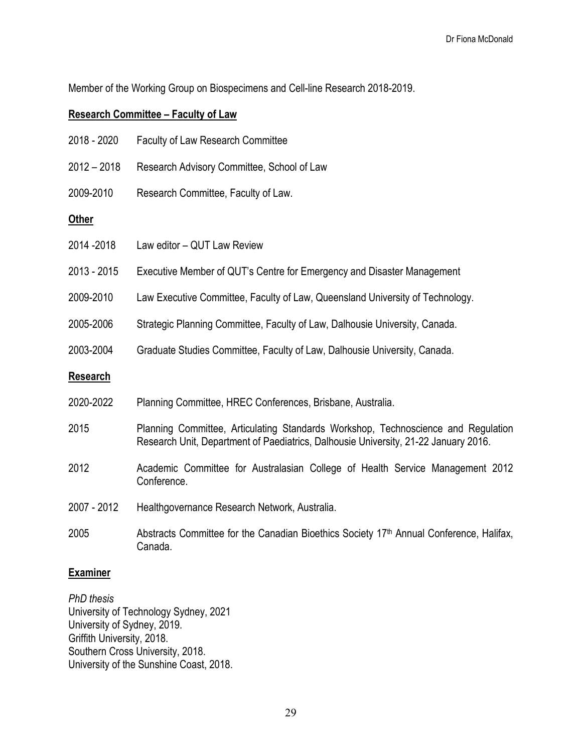Member of the Working Group on Biospecimens and Cell-line Research 2018-2019.

**Research Committee – Faculty of Law**

2018 - 2020 Faculty of Law Research Committee

2012 – 2018 Research Advisory Committee, School of Law

2009-2010 Research Committee, Faculty of Law.

**Other**

2014 -2018 Law editor – QUT Law Review

2013 - 2015 Executive Member of QUT's Centre for Emergency and Disaster Management

2009-2010 Law Executive Committee, Faculty of Law, Queensland University of Technology.

2005-2006 Strategic Planning Committee, Faculty of Law, Dalhousie University, Canada.

2003-2004 Graduate Studies Committee, Faculty of Law, Dalhousie University, Canada.

**Research**

2020-2022 Planning Committee, HREC Conferences, Brisbane, Australia.

2015 Planning Committee, Articulating Standards Workshop, Technoscience and Regulation Research Unit, Department of Paediatrics, Dalhousie University, 21-22 January 2016.

2012 Academic Committee for Australasian College of Health Service Management 2012 Conference.

2007 - 2012 Healthgovernance Research Network, Australia.

2005 Abstracts Committee for the Canadian Bioethics Society 17th Annual Conference, Halifax, Canada.

**Examiner**

*PhD thesis*
University of Technology Sydney, 2021
University of Sydney, 2019.
Griffith University, 2018.
Southern Cross University, 2018.
University of the Sunshine Coast, 2018.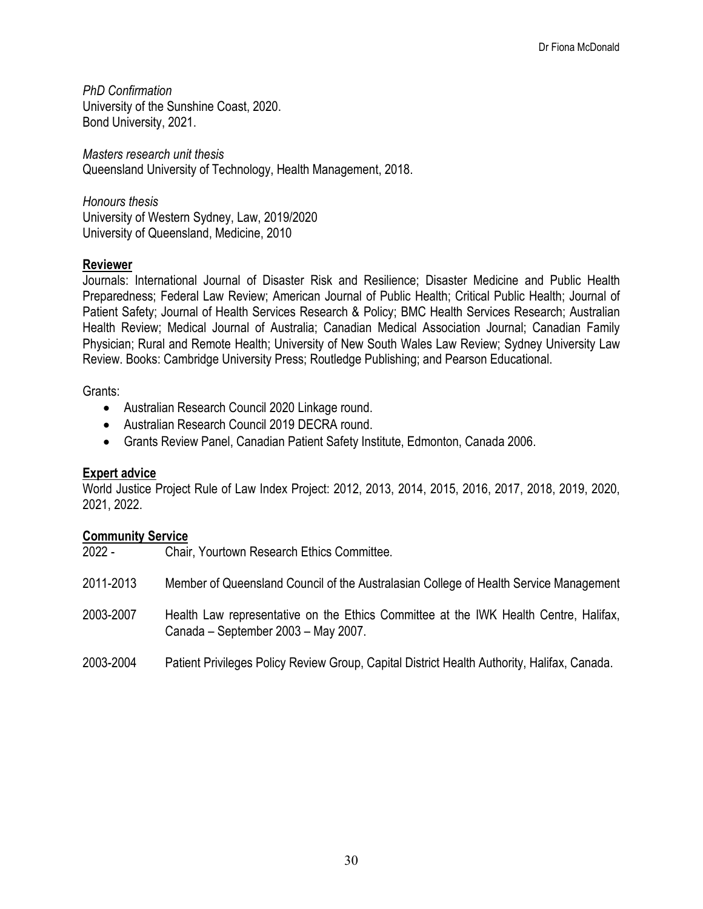*PhD Confirmation*
University of the Sunshine Coast, 2020.
Bond University, 2021.

*Masters research unit thesis*
Queensland University of Technology, Health Management, 2018.

*Honours thesis*
University of Western Sydney, Law, 2019/2020
University of Queensland, Medicine, 2010

## Reviewer

Journals: International Journal of Disaster Risk and Resilience; Disaster Medicine and Public Health Preparedness; Federal Law Review; American Journal of Public Health; Critical Public Health; Journal of Patient Safety; Journal of Health Services Research & Policy; BMC Health Services Research; Australian Health Review; Medical Journal of Australia; Canadian Medical Association Journal; Canadian Family Physician; Rural and Remote Health; University of New South Wales Law Review; Sydney University Law Review. Books: Cambridge University Press; Routledge Publishing; and Pearson Educational.

Grants:

- Australian Research Council 2020 Linkage round.
- Australian Research Council 2019 DECRA round.
- Grants Review Panel, Canadian Patient Safety Institute, Edmonton, Canada 2006.

## Expert advice

World Justice Project Rule of Law Index Project: 2012, 2013, 2014, 2015, 2016, 2017, 2018, 2019, 2020, 2021, 2022.

## Community Service

| | |
|---|---|
| 2022 - | Chair, Yourtown Research Ethics Committee. |
| 2011-2013 | Member of Queensland Council of the Australasian College of Health Service Management |
| 2003-2007 | Health Law representative on the Ethics Committee at the IWK Health Centre, Halifax, Canada – September 2003 – May 2007. |
| 2003-2004 | Patient Privileges Policy Review Group, Capital District Health Authority, Halifax, Canada. |